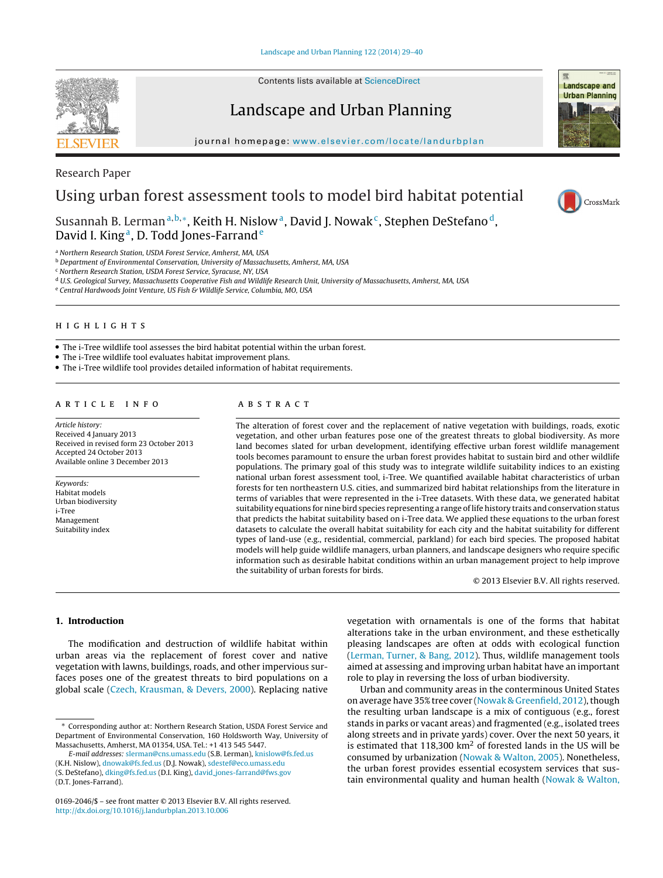Contents lists available at ScienceDirect

# Landscape and Urban Planning

journal homepage: www.elsevier.com/locate/landurbplan

Research Paper

# Using urban forest assessment tools to model bird habitat potential

Susannah B. Lerman[a,b,*], Keith H. Nislow[a], David J. Nowak[c], Stephen DeStefano[d], David I. King[a], D. Todd Jones-Farrand[e]

[a] Northern Research Station, USDA Forest Service, Amherst, MA, USA
[b] Department of Environmental Conservation, University of Massachusetts, Amherst, MA, USA
[c] Northern Research Station, USDA Forest Service, Syracuse, NY, USA
[d] U.S. Geological Survey, Massachusetts Cooperative Fish and Wildlife Research Unit, University of Massachusetts, Amherst, MA, USA
[e] Central Hardwoods Joint Venture, US Fish & Wildlife Service, Columbia, MO, USA

## HIGHLIGHTS

- The i-Tree wildlife tool assesses the bird habitat potential within the urban forest.
- The i-Tree wildlife tool evaluates habitat improvement plans.
- The i-Tree wildlife tool provides detailed information of habitat requirements.

## ARTICLE INFO

*Article history:*
Received 4 January 2013
Received in revised form 23 October 2013
Accepted 24 October 2013
Available online 3 December 2013

*Keywords:*
Habitat models
Urban biodiversity
i-Tree
Management
Suitability index

## ABSTRACT

The alteration of forest cover and the replacement of native vegetation with buildings, roads, exotic vegetation, and other urban features pose one of the greatest threats to global biodiversity. As more land becomes slated for urban development, identifying effective urban forest wildlife management tools becomes paramount to ensure the urban forest provides habitat to sustain bird and other wildlife populations. The primary goal of this study was to integrate wildlife suitability indices to an existing national urban forest assessment tool, i-Tree. We quantified available habitat characteristics of urban forests for ten northeastern U.S. cities, and summarized bird habitat relationships from the literature in terms of variables that were represented in the i-Tree datasets. With these data, we generated habitat suitability equations for nine bird species representing a range of life history traits and conservation status that predicts the habitat suitability based on i-Tree data. We applied these equations to the urban forest datasets to calculate the overall habitat suitability for each city and the habitat suitability for different types of land-use (e.g., residential, commercial, parkland) for each bird species. The proposed habitat models will help guide wildlife managers, urban planners, and landscape designers who require specific information such as desirable habitat conditions within an urban management project to help improve the suitability of urban forests for birds.

© 2013 Elsevier B.V. All rights reserved.

## 1. Introduction

The modification and destruction of wildlife habitat within urban areas via the replacement of forest cover and native vegetation with lawns, buildings, roads, and other impervious surfaces poses one of the greatest threats to bird populations on a global scale (Czech, Krausman, & Devers, 2000). Replacing native vegetation with ornamentals is one of the forms that habitat alterations take in the urban environment, and these esthetically pleasing landscapes are often at odds with ecological function (Lerman, Turner, & Bang, 2012). Thus, wildlife management tools aimed at assessing and improving urban habitat have an important role to play in reversing the loss of urban biodiversity.

Urban and community areas in the conterminous United States on average have 35% tree cover (Nowak & Greenfield, 2012), though the resulting urban landscape is a mix of contiguous (e.g., forest stands in parks or vacant areas) and fragmented (e.g., isolated trees along streets and in private yards) cover. Over the next 50 years, it is estimated that 118,300 km$^2$ of forested lands in the US will be consumed by urbanization (Nowak & Walton, 2005). Nonetheless, the urban forest provides essential ecosystem services that sustain environmental quality and human health (Nowak & Walton,

\* Corresponding author at: Northern Research Station, USDA Forest Service and Department of Environmental Conservation, 160 Holdsworth Way, University of Massachusetts, Amherst, MA 01354, USA. Tel.: +1 413 545 5447.
*E-mail addresses:* slerman@cns.umass.edu (S.B. Lerman), knislow@fs.fed.us (K.H. Nislow), dnowak@fs.fed.us (D.J. Nowak), sdestef@eco.umass.edu (S. DeStefano), dking@fs.fed.us (D.I. King), david_jones-farrand@fws.gov (D.T. Jones-Farrand).

0169-2046/$ – see front matter © 2013 Elsevier B.V. All rights reserved.
http://dx.doi.org/10.1016/j.landurbplan.2013.10.006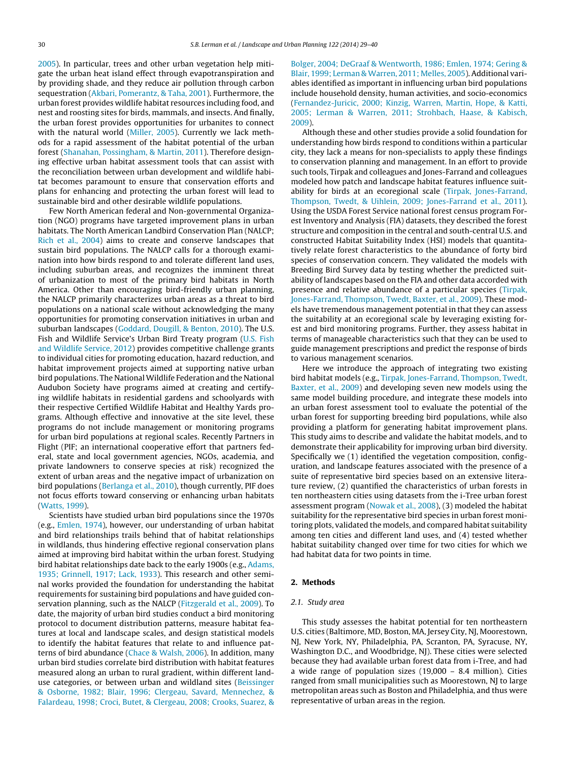2005). In particular, trees and other urban vegetation help mitigate the urban heat island effect through evapotranspiration and by providing shade, and they reduce air pollution through carbon sequestration (Akbari, Pomerantz, & Taha, 2001). Furthermore, the urban forest provides wildlife habitat resources including food, and nest and roosting sites for birds, mammals, and insects. And finally, the urban forest provides opportunities for urbanites to connect with the natural world (Miller, 2005). Currently we lack methods for a rapid assessment of the habitat potential of the urban forest (Shanahan, Possingham, & Martin, 2011). Therefore designing effective urban habitat assessment tools that can assist with the reconciliation between urban development and wildlife habitat becomes paramount to ensure that conservation efforts and plans for enhancing and protecting the urban forest will lead to sustainable bird and other desirable wildlife populations.

Few North American federal and Non-governmental Organization (NGO) programs have targeted improvement plans in urban habitats. The North American Landbird Conservation Plan (NALCP; Rich et al., 2004) aims to create and conserve landscapes that sustain bird populations. The NALCP calls for a thorough examination into how birds respond to and tolerate different land uses, including suburban areas, and recognizes the imminent threat of urbanization to most of the primary bird habitats in North America. Other than encouraging bird-friendly urban planning, the NALCP primarily characterizes urban areas as a threat to bird populations on a national scale without acknowledging the many opportunities for promoting conservation initiatives in urban and suburban landscapes (Goddard, Dougill, & Benton, 2010). The U.S. Fish and Wildlife Service's Urban Bird Treaty program (U.S. Fish and Wildlife Service, 2012) provides competitive challenge grants to individual cities for promoting education, hazard reduction, and habitat improvement projects aimed at supporting native urban bird populations. The National Wildlife Federation and the National Audubon Society have programs aimed at creating and certifying wildlife habitats in residential gardens and schoolyards with their respective Certified Wildlife Habitat and Healthy Yards programs. Although effective and innovative at the site level, these programs do not include management or monitoring programs for urban bird populations at regional scales. Recently Partners in Flight (PIF; an international cooperative effort that partners federal, state and local government agencies, NGOs, academia, and private landowners to conserve species at risk) recognized the extent of urban areas and the negative impact of urbanization on bird populations (Berlanga et al., 2010), though currently, PIF does not focus efforts toward conserving or enhancing urban habitats (Watts, 1999).

Scientists have studied urban bird populations since the 1970s (e.g., Emlen, 1974), however, our understanding of urban habitat and bird relationships trails behind that of habitat relationships in wildlands, thus hindering effective regional conservation plans aimed at improving bird habitat within the urban forest. Studying bird habitat relationships date back to the early 1900s (e.g., Adams, 1935; Grinnell, 1917; Lack, 1933). This research and other seminal works provided the foundation for understanding the habitat requirements for sustaining bird populations and have guided conservation planning, such as the NALCP (Fitzgerald et al., 2009). To date, the majority of urban bird studies conduct a bird monitoring protocol to document distribution patterns, measure habitat features at local and landscape scales, and design statistical models to identify the habitat features that relate to and influence patterns of bird abundance (Chace & Walsh, 2006). In addition, many urban bird studies correlate bird distribution with habitat features measured along an urban to rural gradient, within different land-use categories, or between urban and wildland sites (Beissinger & Osborne, 1982; Blair, 1996; Clergeau, Savard, Mennechez, & Falardeau, 1998; Croci, Butet, & Clergeau, 2008; Crooks, Suarez, & Bolger, 2004; DeGraaf & Wentworth, 1986; Emlen, 1974; Gering & Blair, 1999; Lerman & Warren, 2011; Melles, 2005). Additional variables identified as important in influencing urban bird populations include household density, human activities, and socio-economics (Fernandez-Juricic, 2000; Kinzig, Warren, Martin, Hope, & Katti, 2005; Lerman & Warren, 2011; Strohbach, Haase, & Kabisch, 2009).

Although these and other studies provide a solid foundation for understanding how birds respond to conditions within a particular city, they lack a means for non-specialists to apply these findings to conservation planning and management. In an effort to provide such tools, Tirpak and colleagues and Jones-Farrand and colleagues modeled how patch and landscape habitat features influence suitability for birds at an ecoregional scale (Tirpak, Jones-Farrand, Thompson, Twedt, & Uihlein, 2009; Jones-Farrand et al., 2011). Using the USDA Forest Service national forest census program Forest Inventory and Analysis (FIA) datasets, they described the forest structure and composition in the central and south-central U.S. and constructed Habitat Suitability Index (HSI) models that quantitatively relate forest characteristics to the abundance of forty bird species of conservation concern. They validated the models with Breeding Bird Survey data by testing whether the predicted suitability of landscapes based on the FIA and other data accorded with presence and relative abundance of a particular species (Tirpak, Jones-Farrand, Thompson, Twedt, Baxter, et al., 2009). These models have tremendous management potential in that they can assess the suitability at an ecoregional scale by leveraging existing forest and bird monitoring programs. Further, they assess habitat in terms of manageable characteristics such that they can be used to guide management prescriptions and predict the response of birds to various management scenarios.

Here we introduce the approach of integrating two existing bird habitat models (e.g., Tirpak, Jones-Farrand, Thompson, Twedt, Baxter, et al., 2009) and developing seven new models using the same model building procedure, and integrate these models into an urban forest assessment tool to evaluate the potential of the urban forest for supporting breeding bird populations, while also providing a platform for generating habitat improvement plans. This study aims to describe and validate the habitat models, and to demonstrate their applicability for improving urban bird diversity. Specifically we (1) identified the vegetation composition, configuration, and landscape features associated with the presence of a suite of representative bird species based on an extensive literature review, (2) quantified the characteristics of urban forests in ten northeastern cities using datasets from the i-Tree urban forest assessment program (Nowak et al., 2008), (3) modeled the habitat suitability for the representative bird species in urban forest monitoring plots, validated the models, and compared habitat suitability among ten cities and different land uses, and (4) tested whether habitat suitability changed over time for two cities for which we had habitat data for two points in time.

## 2. Methods

### 2.1. Study area

This study assesses the habitat potential for ten northeastern U.S. cities (Baltimore, MD, Boston, MA, Jersey City, NJ, Moorestown, NJ, New York, NY, Philadelphia, PA, Scranton, PA, Syracuse, NY, Washington D.C., and Woodbridge, NJ). These cities were selected because they had available urban forest data from i-Tree, and had a wide range of population sizes (19,000 – 8.4 million). Cities ranged from small municipalities such as Moorestown, NJ to large metropolitan areas such as Boston and Philadelphia, and thus were representative of urban areas in the region.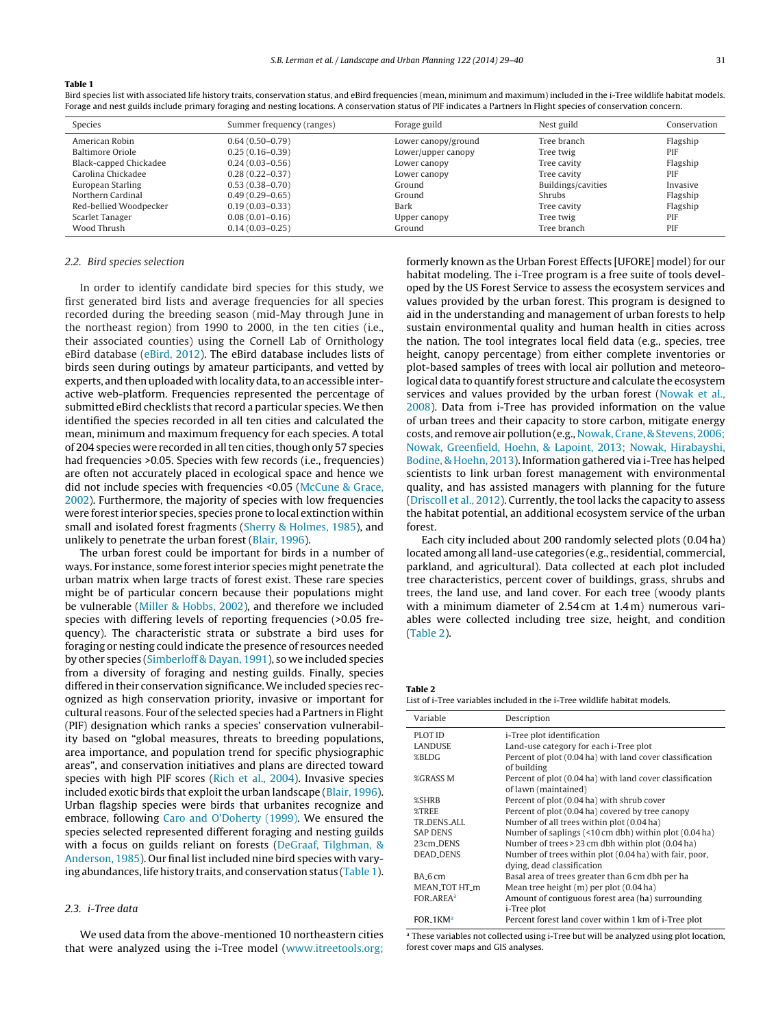**Table 1**
Bird species list with associated life history traits, conservation status, and eBird frequencies (mean, minimum and maximum) included in the i-Tree wildlife habitat models. Forage and nest guilds include primary foraging and nesting locations. A conservation status of PIF indicates a Partners In Flight species of conservation concern.

| Species | Summer frequency (ranges) | Forage guild | Nest guild | Conservation |
|---|---|---|---|---|
| American Robin | 0.64 (0.50–0.79) | Lower canopy/ground | Tree branch | Flagship |
| Baltimore Oriole | 0.25 (0.16–0.39) | Lower/upper canopy | Tree twig | PIF |
| Black-capped Chickadee | 0.24 (0.03–0.56) | Lower canopy | Tree cavity | Flagship |
| Carolina Chickadee | 0.28 (0.22–0.37) | Lower canopy | Tree cavity | PIF |
| European Starling | 0.53 (0.38–0.70) | Ground | Buildings/cavities | Invasive |
| Northern Cardinal | 0.49 (0.29–0.65) | Ground | Shrubs | Flagship |
| Red-bellied Woodpecker | 0.19 (0.03–0.33) | Bark | Tree cavity | Flagship |
| Scarlet Tanager | 0.08 (0.01–0.16) | Upper canopy | Tree twig | PIF |
| Wood Thrush | 0.14 (0.03–0.25) | Ground | Tree branch | PIF |

### 2.2. Bird species selection

In order to identify candidate bird species for this study, we first generated bird lists and average frequencies for all species recorded during the breeding season (mid-May through June in the northeast region) from 1990 to 2000, in the ten cities (i.e., their associated counties) using the Cornell Lab of Ornithology eBird database (eBird, 2012). The eBird database includes lists of birds seen during outings by amateur participants, and vetted by experts, and then uploaded with locality data, to an accessible interactive web-platform. Frequencies represented the percentage of submitted eBird checklists that record a particular species. We then identified the species recorded in all ten cities and calculated the mean, minimum and maximum frequency for each species. A total of 204 species were recorded in all ten cities, though only 57 species had frequencies >0.05. Species with few records (i.e., frequencies) are often not accurately placed in ecological space and hence we did not include species with frequencies <0.05 (McCune & Grace, 2002). Furthermore, the majority of species with low frequencies were forest interior species, species prone to local extinction within small and isolated forest fragments (Sherry & Holmes, 1985), and unlikely to penetrate the urban forest (Blair, 1996).

The urban forest could be important for birds in a number of ways. For instance, some forest interior species might penetrate the urban matrix when large tracts of forest exist. These rare species might be of particular concern because their populations might be vulnerable (Miller & Hobbs, 2002), and therefore we included species with differing levels of reporting frequencies (>0.05 frequency). The characteristic strata or substrate a bird uses for foraging or nesting could indicate the presence of resources needed by other species (Simberloff & Dayan, 1991), so we included species from a diversity of foraging and nesting guilds. Finally, species differed in their conservation significance. We included species recognized as high conservation priority, invasive or important for cultural reasons. Four of the selected species had a Partners in Flight (PIF) designation which ranks a species' conservation vulnerability based on "global measures, threats to breeding populations, area importance, and population trend for specific physiographic areas", and conservation initiatives and plans are directed toward species with high PIF scores (Rich et al., 2004). Invasive species included exotic birds that exploit the urban landscape (Blair, 1996). Urban flagship species were birds that urbanites recognize and embrace, following Caro and O'Doherty (1999). We ensured the species selected represented different foraging and nesting guilds with a focus on guilds reliant on forests (DeGraaf, Tilghman, & Anderson, 1985). Our final list included nine bird species with varying abundances, life history traits, and conservation status (Table 1).

### 2.3. i-Tree data

We used data from the above-mentioned 10 northeastern cities that were analyzed using the i-Tree model (www.itreetools.org; formerly known as the Urban Forest Effects [UFORE] model) for our habitat modeling. The i-Tree program is a free suite of tools developed by the US Forest Service to assess the ecosystem services and values provided by the urban forest. This program is designed to aid in the understanding and management of urban forests to help sustain environmental quality and human health in cities across the nation. The tool integrates local field data (e.g., species, tree height, canopy percentage) from either complete inventories or plot-based samples of trees with local air pollution and meteorological data to quantify forest structure and calculate the ecosystem services and values provided by the urban forest (Nowak et al., 2008). Data from i-Tree has provided information on the value of urban trees and their capacity to store carbon, mitigate energy costs, and remove air pollution (e.g., Nowak, Crane, & Stevens, 2006; Nowak, Greenfield, Hoehn, & Lapoint, 2013; Nowak, Hirabayshi, Bodine, & Hoehn, 2013). Information gathered via i-Tree has helped scientists to link urban forest management with environmental quality, and has assisted managers with planning for the future (Driscoll et al., 2012). Currently, the tool lacks the capacity to assess the habitat potential, an additional ecosystem service of the urban forest.

Each city included about 200 randomly selected plots (0.04 ha) located among all land-use categories (e.g., residential, commercial, parkland, and agricultural). Data collected at each plot included tree characteristics, percent cover of buildings, grass, shrubs and trees, the land use, and land cover. For each tree (woody plants with a minimum diameter of 2.54 cm at 1.4 m) numerous variables were collected including tree size, height, and condition (Table 2).

**Table 2**
List of i-Tree variables included in the i-Tree wildlife habitat models.

| Variable | Description |
|---|---|
| PLOT ID | i-Tree plot identification |
| LANDUSE | Land-use category for each i-Tree plot |
| %BLDG | Percent of plot (0.04 ha) with land cover classification of building |
| %GRASS M | Percent of plot (0.04 ha) with land cover classification of lawn (maintained) |
| %SHRB | Percent of plot (0.04 ha) with shrub cover |
| %TREE | Percent of plot (0.04 ha) covered by tree canopy |
| TR_DENS_ALL | Number of all trees within plot (0.04 ha) |
| SAP DENS | Number of saplings (<10 cm dbh) within plot (0.04 ha) |
| 23cm_DENS | Number of trees > 23 cm dbh within plot (0.04 ha) |
| DEAD_DENS | Number of trees within plot (0.04 ha) with fair, poor, dying, dead classification |
| BA_6 cm | Basal area of trees greater than 6 cm dbh per ha |
| MEAN_TOT HT_m | Mean tree height (m) per plot (0.04 ha) |
| FOR_AREA[a] | Amount of contiguous forest area (ha) surrounding i-Tree plot |
| FOR_1KM[a] | Percent forest land cover within 1 km of i-Tree plot |

[a] These variables not collected using i-Tree but will be analyzed using plot location, forest cover maps and GIS analyses.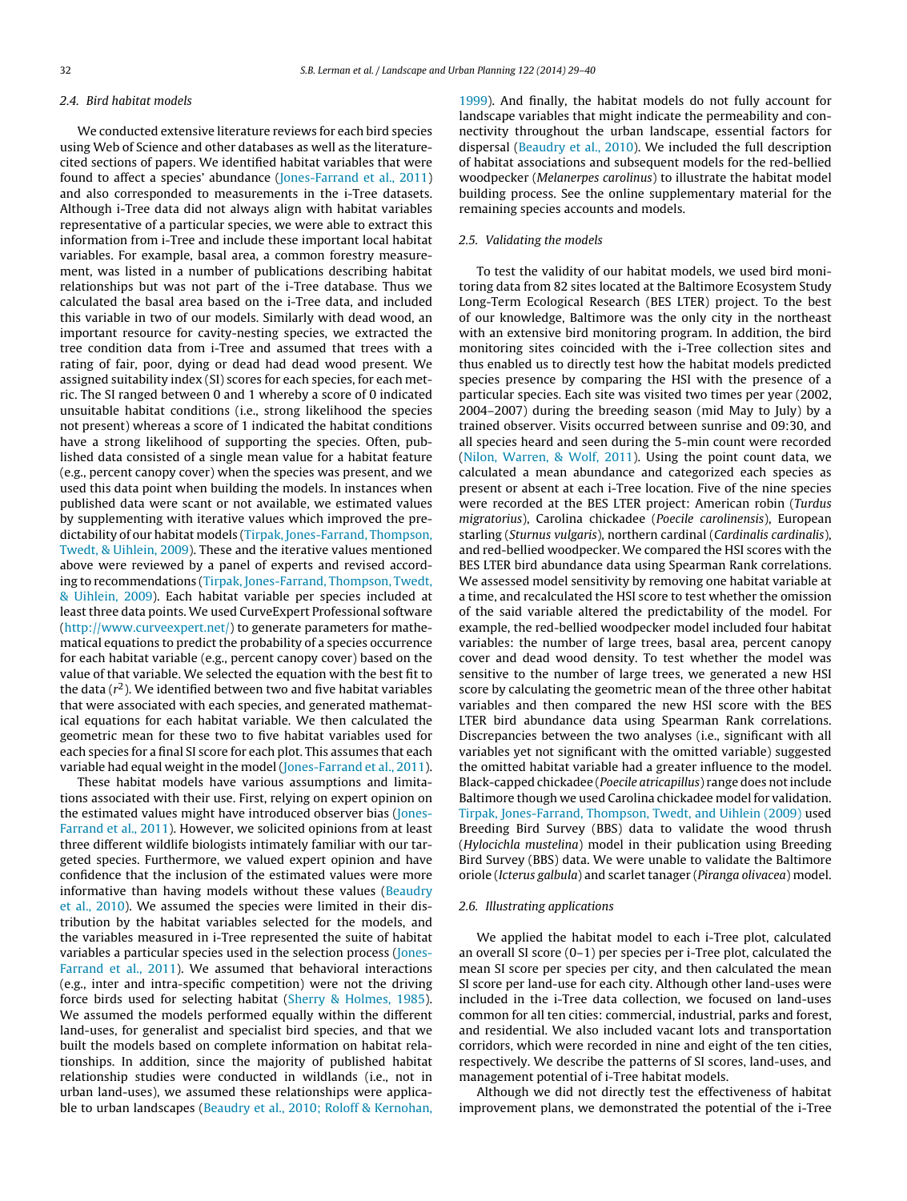### 2.4. Bird habitat models

We conducted extensive literature reviews for each bird species using Web of Science and other databases as well as the literature-cited sections of papers. We identified habitat variables that were found to affect a species' abundance (Jones-Farrand et al., 2011) and also corresponded to measurements in the i-Tree datasets. Although i-Tree data did not always align with habitat variables representative of a particular species, we were able to extract this information from i-Tree and include these important local habitat variables. For example, basal area, a common forestry measurement, was listed in a number of publications describing habitat relationships but was not part of the i-Tree database. Thus we calculated the basal area based on the i-Tree data, and included this variable in two of our models. Similarly with dead wood, an important resource for cavity-nesting species, we extracted the tree condition data from i-Tree and assumed that trees with a rating of fair, poor, dying or dead had dead wood present. We assigned suitability index (SI) scores for each species, for each metric. The SI ranged between 0 and 1 whereby a score of 0 indicated unsuitable habitat conditions (i.e., strong likelihood the species not present) whereas a score of 1 indicated the habitat conditions have a strong likelihood of supporting the species. Often, published data consisted of a single mean value for a habitat feature (e.g., percent canopy cover) when the species was present, and we used this data point when building the models. In instances when published data were scant or not available, we estimated values by supplementing with iterative values which improved the predictability of our habitat models (Tirpak, Jones-Farrand, Thompson, Twedt, & Uihlein, 2009). These and the iterative values mentioned above were reviewed by a panel of experts and revised according to recommendations (Tirpak, Jones-Farrand, Thompson, Twedt, & Uihlein, 2009). Each habitat variable per species included at least three data points. We used CurveExpert Professional software (http://www.curveexpert.net/) to generate parameters for mathematical equations to predict the probability of a species occurrence for each habitat variable (e.g., percent canopy cover) based on the value of that variable. We selected the equation with the best fit to the data ($r^2$). We identified between two and five habitat variables that were associated with each species, and generated mathematical equations for each habitat variable. We then calculated the geometric mean for these two to five habitat variables used for each species for a final SI score for each plot. This assumes that each variable had equal weight in the model (Jones-Farrand et al., 2011).

These habitat models have various assumptions and limitations associated with their use. First, relying on expert opinion on the estimated values might have introduced observer bias (Jones-Farrand et al., 2011). However, we solicited opinions from at least three different wildlife biologists intimately familiar with our targeted species. Furthermore, we valued expert opinion and have confidence that the inclusion of the estimated values were more informative than having models without these values (Beaudry et al., 2010). We assumed the species were limited in their distribution by the habitat variables selected for the models, and the variables measured in i-Tree represented the suite of habitat variables a particular species used in the selection process (Jones-Farrand et al., 2011). We assumed that behavioral interactions (e.g., inter and intra-specific competition) were not the driving force birds used for selecting habitat (Sherry & Holmes, 1985). We assumed the models performed equally within the different land-uses, for generalist and specialist bird species, and that we built the models based on complete information on habitat relationships. In addition, since the majority of published habitat relationship studies were conducted in wildlands (i.e., not in urban land-uses), we assumed these relationships were applicable to urban landscapes (Beaudry et al., 2010; Roloff & Kernohan, 1999). And finally, the habitat models do not fully account for landscape variables that might indicate the permeability and connectivity throughout the urban landscape, essential factors for dispersal (Beaudry et al., 2010). We included the full description of habitat associations and subsequent models for the red-bellied woodpecker (*Melanerpes carolinus*) to illustrate the habitat model building process. See the online supplementary material for the remaining species accounts and models.

### 2.5. Validating the models

To test the validity of our habitat models, we used bird monitoring data from 82 sites located at the Baltimore Ecosystem Study Long-Term Ecological Research (BES LTER) project. To the best of our knowledge, Baltimore was the only city in the northeast with an extensive bird monitoring program. In addition, the bird monitoring sites coincided with the i-Tree collection sites and thus enabled us to directly test how the habitat models predicted species presence by comparing the HSI with the presence of a particular species. Each site was visited two times per year (2002, 2004–2007) during the breeding season (mid May to July) by a trained observer. Visits occurred between sunrise and 09:30, and all species heard and seen during the 5-min count were recorded (Nilon, Warren, & Wolf, 2011). Using the point count data, we calculated a mean abundance and categorized each species as present or absent at each i-Tree location. Five of the nine species were recorded at the BES LTER project: American robin (*Turdus migratorius*), Carolina chickadee (*Poecile carolinensis*), European starling (*Sturnus vulgaris*), northern cardinal (*Cardinalis cardinalis*), and red-bellied woodpecker. We compared the HSI scores with the BES LTER bird abundance data using Spearman Rank correlations. We assessed model sensitivity by removing one habitat variable at a time, and recalculated the HSI score to test whether the omission of the said variable altered the predictability of the model. For example, the red-bellied woodpecker model included four habitat variables: the number of large trees, basal area, percent canopy cover and dead wood density. To test whether the model was sensitive to the number of large trees, we generated a new HSI score by calculating the geometric mean of the three other habitat variables and then compared the new HSI score with the BES LTER bird abundance data using Spearman Rank correlations. Discrepancies between the two analyses (i.e., significant with all variables yet not significant with the omitted variable) suggested the omitted habitat variable had a greater influence to the model. Black-capped chickadee (*Poecile atricapillus*) range does not include Baltimore though we used Carolina chickadee model for validation. Tirpak, Jones-Farrand, Thompson, Twedt, and Uihlein (2009) used Breeding Bird Survey (BBS) data to validate the wood thrush (*Hylocichla mustelina*) model in their publication using Breeding Bird Survey (BBS) data. We were unable to validate the Baltimore oriole (*Icterus galbula*) and scarlet tanager (*Piranga olivacea*) model.

### 2.6. Illustrating applications

We applied the habitat model to each i-Tree plot, calculated an overall SI score (0–1) per species per i-Tree plot, calculated the mean SI score per species per city, and then calculated the mean SI score per land-use for each city. Although other land-uses were included in the i-Tree data collection, we focused on land-uses common for all ten cities: commercial, industrial, parks and forest, and residential. We also included vacant lots and transportation corridors, which were recorded in nine and eight of the ten cities, respectively. We describe the patterns of SI scores, land-uses, and management potential of i-Tree habitat models.

Although we did not directly test the effectiveness of habitat improvement plans, we demonstrated the potential of the i-Tree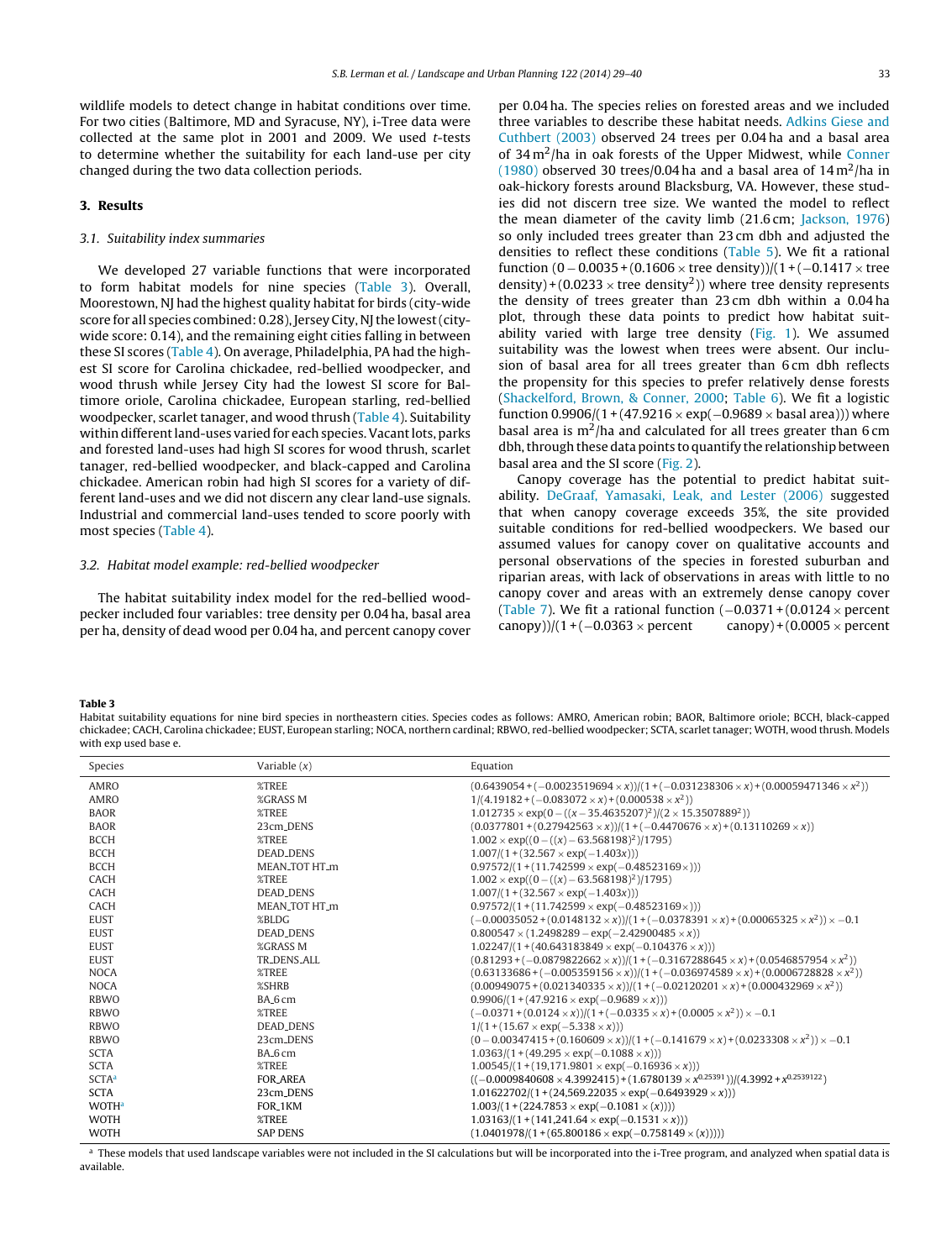wildlife models to detect change in habitat conditions over time. For two cities (Baltimore, MD and Syracuse, NY), i-Tree data were collected at the same plot in 2001 and 2009. We used *t*-tests to determine whether the suitability for each land-use per city changed during the two data collection periods.

## 3. Results

### 3.1. Suitability index summaries

We developed 27 variable functions that were incorporated to form habitat models for nine species (Table 3). Overall, Moorestown, NJ had the highest quality habitat for birds (city-wide score for all species combined: 0.28), Jersey City, NJ the lowest (city-wide score: 0.14), and the remaining eight cities falling in between these SI scores (Table 4). On average, Philadelphia, PA had the highest SI score for Carolina chickadee, red-bellied woodpecker, and wood thrush while Jersey City had the lowest SI score for Baltimore oriole, Carolina chickadee, European starling, red-bellied woodpecker, scarlet tanager, and wood thrush (Table 4). Suitability within different land-uses varied for each species. Vacant lots, parks and forested land-uses had high SI scores for wood thrush, scarlet tanager, red-bellied woodpecker, and black-capped and Carolina chickadee. American robin had high SI scores for a variety of different land-uses and we did not discern any clear land-use signals. Industrial and commercial land-uses tended to score poorly with most species (Table 4).

### 3.2. Habitat model example: red-bellied woodpecker

The habitat suitability index model for the red-bellied woodpecker included four variables: tree density per 0.04 ha, basal area per ha, density of dead wood per 0.04 ha, and percent canopy cover per 0.04 ha. The species relies on forested areas and we included three variables to describe these habitat needs. Adkins Giese and Cuthbert (2003) observed 24 trees per 0.04 ha and a basal area of 34 $m^2$/ha in oak forests of the Upper Midwest, while Conner (1980) observed 30 trees/0.04 ha and a basal area of 14 $m^2$/ha in oak-hickory forests around Blacksburg, VA. However, these studies did not discern tree size. We wanted the model to reflect the mean diameter of the cavity limb (21.6 cm; Jackson, 1976) so only included trees greater than 23 cm dbh and adjusted the densities to reflect these conditions (Table 5). We fit a rational function $(0 - 0.0035 + (0.1606 \times \text{tree density}))/(1 + (-0.1417 \times \text{tree density}) + (0.0233 \times \text{tree density}^2))$ where tree density represents the density of trees greater than 23 cm dbh within a 0.04 ha plot, through these data points to predict how habitat suitability varied with large tree density (Fig. 1). We assumed suitability was the lowest when trees were absent. Our inclusion of basal area for all trees greater than 6 cm dbh reflects the propensity for this species to prefer relatively dense forests (Shackelford, Brown, & Conner, 2000; Table 6). We fit a logistic function $0.9906/(1 + (47.9216 \times \exp(-0.9689 \times \text{basal area})))$ where basal area is $m^2$/ha and calculated for all trees greater than 6 cm dbh, through these data points to quantify the relationship between basal area and the SI score (Fig. 2).

Canopy coverage has the potential to predict habitat suitability. DeGraaf, Yamasaki, Leak, and Lester (2006) suggested that when canopy coverage exceeds 35%, the site provided suitable conditions for red-bellied woodpeckers. We based our assumed values for canopy cover on qualitative accounts and personal observations of the species in forested suburban and riparian areas, with lack of observations in areas with little to no canopy cover and areas with an extremely dense canopy cover (Table 7). We fit a rational function $(-0.0371 + (0.0124 \times \text{percent canopy}))/(1 + (-0.0363 \times \text{percent canopy}) + (0.0005 \times \text{percent}$

**Table 3**
Habitat suitability equations for nine bird species in northeastern cities. Species codes as follows: AMRO, American robin; BAOR, Baltimore oriole; BCCH, black-capped chickadee; CACH, Carolina chickadee; EUST, European starling; NOCA, northern cardinal; RBWO, red-bellied woodpecker; SCTA, scarlet tanager; WOTH, wood thrush. Models with exp used base e.

| Species | Variable (x) | Equation |
|---|---|---|
| AMRO | %TREE | $(0.6439054 + (-0.0023519694 \times x))/(1 + (-0.031238306 \times x) + (0.00059471346 \times x^2))$ |
| AMRO | %GRASS M | $1/(4.19182 + (-0.083072 \times x) + (0.000538 \times x^2))$ |
| BAOR | %TREE | $1.012735 \times \exp(0 - ((x - 35.4635207)^2)/(2 \times 15.3507889^2))$ |
| BAOR | 23cm_DENS | $(0.0377801 + (0.27942563 \times x))/(1 + (-0.4470676 \times x) + (0.13110269 \times x))$ |
| BCCH | %TREE | $1.002 \times \exp((0 - ((x) - 63.568198)^2)/1795)$ |
| BCCH | DEAD_DENS | $1.007/(1 + (32.567 \times \exp(-1.403x)))$ |
| BCCH | MEAN_TOT HT_m | $0.97572/(1 + (11.742599 \times \exp(-0.48523169 \times)))$ |
| CACH | %TREE | $1.002 \times \exp((0 - ((x) - 63.568198)^2)/1795)$ |
| CACH | DEAD_DENS | $1.007/(1 + (32.567 \times \exp(-1.403x)))$ |
| CACH | MEAN_TOT HT_m | $0.97572/(1 + (11.742599 \times \exp(-0.48523169 \times)))$ |
| EUST | %BLDG | $(-0.00035052 + (0.0148132 \times x))/(1 + (-0.0378391 \times x) + (0.00065325 \times x^2)) \times -0.1$ |
| EUST | DEAD_DENS | $0.800547 \times (1.2498289 - \exp(-2.42900485 \times x))$ |
| EUST | %GRASS M | $1.02247/(1 + (40.643183849 \times \exp(-0.104376 \times x)))$ |
| EUST | TR_DENS_ALL | $(0.81293 + (-0.0879822662 \times x))/(1 + (-0.3167288645 \times x) + (0.0546857954 \times x^2))$ |
| NOCA | %TREE | $(0.63133686 + (-0.005359156 \times x))/(1 + (-0.036974589 \times x) + (0.0006728828 \times x^2))$ |
| NOCA | %SHRB | $(0.00949075 + (0.021340335 \times x))/(1 + (-0.02120201 \times x) + (0.000432969 \times x^2))$ |
| RBWO | BA_6 cm | $0.9906/(1 + (47.9216 \times \exp(-0.9689 \times x)))$ |
| RBWO | %TREE | $(-0.0371 + (0.0124 \times x))/(1 + (-0.0335 \times x) + (0.0005 \times x^2)) \times -0.1$ |
| RBWO | DEAD_DENS | $1/(1 + (15.67 \times \exp(-5.338 \times x)))$ |
| RBWO | 23cm_DENS | $(0 - 0.00347415 + (0.160609 \times x))/(1 + (-0.141679 \times x) + (0.0233308 \times x^2)) \times -0.1$ |
| SCTA | BA_6 cm | $1.0363/(1 + (49.295 \times \exp(-0.1088 \times x)))$ |
| SCTA | %TREE | $1.00545/(1 + (19{,}171.9801 \times \exp(-0.16936 \times x)))$ |
| SCTA[a] | FOR_AREA | $((-0.0009840608 \times 4.3992415) + (1.6780139 \times x^{0.25391}))/(4.3992 + x^{0.2539122})$ |
| SCTA | 23cm_DENS | $1.01622702/(1 + (24{,}569.22035 \times \exp(-0.6493929 \times x)))$ |
| WOTH[a] | FOR_1KM | $1.003/(1 + (224.7853 \times \exp(-0.1081 \times (x))))$ |
| WOTH | %TREE | $1.03163/(1 + (141{,}241.64 \times \exp(-0.1531 \times x)))$ |
| WOTH | SAP DENS | $(1.0401978/(1 + (65.800186 \times \exp(-0.758149 \times (x)))))$ |

[a] These models that used landscape variables were not included in the SI calculations but will be incorporated into the i-Tree program, and analyzed when spatial data is available.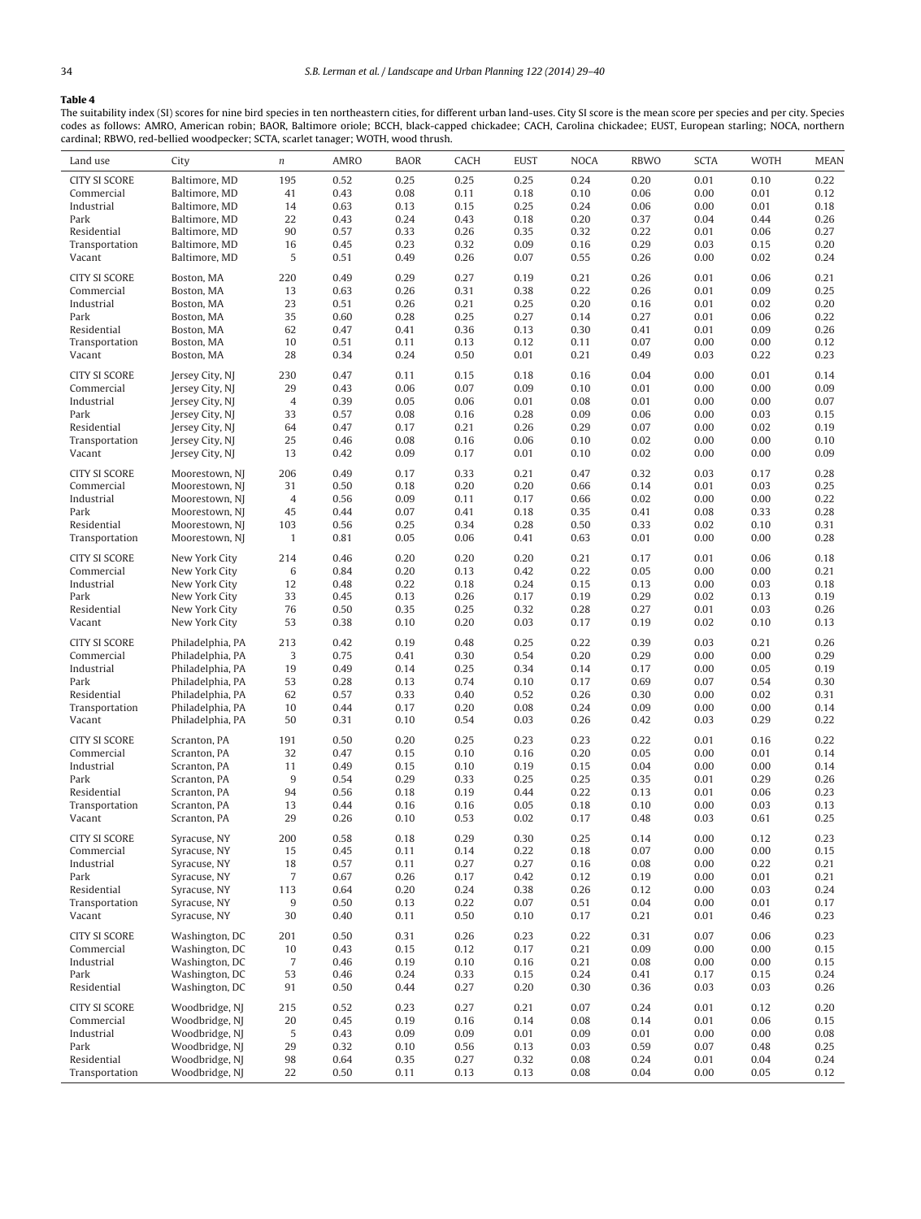**Table 4**

The suitability index (SI) scores for nine bird species in ten northeastern cities, for different urban land-uses. City SI score is the mean score per species and per city. Species codes as follows: AMRO, American robin; BAOR, Baltimore oriole; BCCH, black-capped chickadee; CACH, Carolina chickadee; EUST, European starling; NOCA, northern cardinal; RBWO, red-bellied woodpecker; SCTA, scarlet tanager; WOTH, wood thrush.

| Land use | City | *n* | AMRO | BAOR | CACH | EUST | NOCA | RBWO | SCTA | WOTH | MEAN |
|---|---|---|---|---|---|---|---|---|---|---|---|
| CITY SI SCORE | Baltimore, MD | 195 | 0.52 | 0.25 | 0.25 | 0.25 | 0.24 | 0.20 | 0.01 | 0.10 | 0.22 |
| Commercial | Baltimore, MD | 41 | 0.43 | 0.08 | 0.11 | 0.18 | 0.10 | 0.06 | 0.00 | 0.01 | 0.12 |
| Industrial | Baltimore, MD | 14 | 0.63 | 0.13 | 0.15 | 0.25 | 0.24 | 0.06 | 0.00 | 0.01 | 0.18 |
| Park | Baltimore, MD | 22 | 0.43 | 0.24 | 0.43 | 0.18 | 0.20 | 0.37 | 0.04 | 0.44 | 0.26 |
| Residential | Baltimore, MD | 90 | 0.57 | 0.33 | 0.26 | 0.35 | 0.32 | 0.22 | 0.01 | 0.06 | 0.27 |
| Transportation | Baltimore, MD | 16 | 0.45 | 0.23 | 0.32 | 0.09 | 0.16 | 0.29 | 0.03 | 0.15 | 0.20 |
| Vacant | Baltimore, MD | 5 | 0.51 | 0.49 | 0.26 | 0.07 | 0.55 | 0.26 | 0.00 | 0.02 | 0.24 |
| CITY SI SCORE | Boston, MA | 220 | 0.49 | 0.29 | 0.27 | 0.19 | 0.21 | 0.26 | 0.01 | 0.06 | 0.21 |
| Commercial | Boston, MA | 13 | 0.63 | 0.26 | 0.31 | 0.38 | 0.22 | 0.26 | 0.01 | 0.09 | 0.25 |
| Industrial | Boston, MA | 23 | 0.51 | 0.26 | 0.21 | 0.25 | 0.20 | 0.16 | 0.01 | 0.02 | 0.20 |
| Park | Boston, MA | 35 | 0.60 | 0.28 | 0.25 | 0.27 | 0.14 | 0.27 | 0.01 | 0.06 | 0.22 |
| Residential | Boston, MA | 62 | 0.47 | 0.41 | 0.36 | 0.13 | 0.30 | 0.41 | 0.01 | 0.09 | 0.26 |
| Transportation | Boston, MA | 10 | 0.51 | 0.11 | 0.13 | 0.12 | 0.11 | 0.07 | 0.00 | 0.00 | 0.12 |
| Vacant | Boston, MA | 28 | 0.34 | 0.24 | 0.50 | 0.01 | 0.21 | 0.49 | 0.03 | 0.22 | 0.23 |
| CITY SI SCORE | Jersey City, NJ | 230 | 0.47 | 0.11 | 0.15 | 0.18 | 0.16 | 0.04 | 0.00 | 0.01 | 0.14 |
| Commercial | Jersey City, NJ | 29 | 0.43 | 0.06 | 0.07 | 0.09 | 0.10 | 0.01 | 0.00 | 0.00 | 0.09 |
| Industrial | Jersey City, NJ | 4 | 0.39 | 0.05 | 0.06 | 0.01 | 0.08 | 0.01 | 0.00 | 0.00 | 0.07 |
| Park | Jersey City, NJ | 33 | 0.57 | 0.08 | 0.16 | 0.28 | 0.09 | 0.06 | 0.00 | 0.03 | 0.15 |
| Residential | Jersey City, NJ | 64 | 0.47 | 0.17 | 0.21 | 0.26 | 0.29 | 0.07 | 0.00 | 0.02 | 0.19 |
| Transportation | Jersey City, NJ | 25 | 0.46 | 0.08 | 0.16 | 0.06 | 0.10 | 0.02 | 0.00 | 0.00 | 0.10 |
| Vacant | Jersey City, NJ | 13 | 0.42 | 0.09 | 0.17 | 0.01 | 0.10 | 0.02 | 0.00 | 0.00 | 0.09 |
| CITY SI SCORE | Moorestown, NJ | 206 | 0.49 | 0.17 | 0.33 | 0.21 | 0.47 | 0.32 | 0.03 | 0.17 | 0.28 |
| Commercial | Moorestown, NJ | 31 | 0.50 | 0.18 | 0.20 | 0.20 | 0.66 | 0.14 | 0.01 | 0.03 | 0.25 |
| Industrial | Moorestown, NJ | 4 | 0.56 | 0.09 | 0.11 | 0.17 | 0.66 | 0.02 | 0.00 | 0.00 | 0.22 |
| Park | Moorestown, NJ | 45 | 0.44 | 0.07 | 0.41 | 0.18 | 0.35 | 0.41 | 0.08 | 0.33 | 0.28 |
| Residential | Moorestown, NJ | 103 | 0.56 | 0.25 | 0.34 | 0.28 | 0.50 | 0.33 | 0.02 | 0.10 | 0.31 |
| Transportation | Moorestown, NJ | 1 | 0.81 | 0.05 | 0.06 | 0.41 | 0.63 | 0.01 | 0.00 | 0.00 | 0.28 |
| CITY SI SCORE | New York City | 214 | 0.46 | 0.20 | 0.20 | 0.20 | 0.21 | 0.17 | 0.01 | 0.06 | 0.18 |
| Commercial | New York City | 6 | 0.84 | 0.20 | 0.13 | 0.42 | 0.22 | 0.05 | 0.00 | 0.00 | 0.21 |
| Industrial | New York City | 12 | 0.48 | 0.22 | 0.18 | 0.24 | 0.15 | 0.13 | 0.00 | 0.03 | 0.18 |
| Park | New York City | 33 | 0.45 | 0.13 | 0.26 | 0.17 | 0.19 | 0.29 | 0.02 | 0.13 | 0.19 |
| Residential | New York City | 76 | 0.50 | 0.35 | 0.25 | 0.32 | 0.28 | 0.27 | 0.01 | 0.03 | 0.26 |
| Vacant | New York City | 53 | 0.38 | 0.10 | 0.20 | 0.03 | 0.17 | 0.19 | 0.02 | 0.10 | 0.13 |
| CITY SI SCORE | Philadelphia, PA | 213 | 0.42 | 0.19 | 0.48 | 0.25 | 0.22 | 0.39 | 0.03 | 0.21 | 0.26 |
| Commercial | Philadelphia, PA | 3 | 0.75 | 0.41 | 0.30 | 0.54 | 0.20 | 0.29 | 0.00 | 0.00 | 0.29 |
| Industrial | Philadelphia, PA | 19 | 0.49 | 0.14 | 0.25 | 0.34 | 0.14 | 0.17 | 0.00 | 0.05 | 0.19 |
| Park | Philadelphia, PA | 53 | 0.28 | 0.13 | 0.74 | 0.10 | 0.17 | 0.69 | 0.07 | 0.54 | 0.30 |
| Residential | Philadelphia, PA | 62 | 0.57 | 0.33 | 0.40 | 0.52 | 0.26 | 0.30 | 0.00 | 0.02 | 0.31 |
| Transportation | Philadelphia, PA | 10 | 0.44 | 0.17 | 0.20 | 0.08 | 0.24 | 0.09 | 0.00 | 0.00 | 0.14 |
| Vacant | Philadelphia, PA | 50 | 0.31 | 0.10 | 0.54 | 0.03 | 0.26 | 0.42 | 0.03 | 0.29 | 0.22 |
| CITY SI SCORE | Scranton, PA | 191 | 0.50 | 0.20 | 0.25 | 0.23 | 0.23 | 0.22 | 0.01 | 0.16 | 0.22 |
| Commercial | Scranton, PA | 32 | 0.47 | 0.15 | 0.10 | 0.16 | 0.20 | 0.05 | 0.00 | 0.01 | 0.14 |
| Industrial | Scranton, PA | 11 | 0.49 | 0.15 | 0.10 | 0.19 | 0.15 | 0.04 | 0.00 | 0.00 | 0.14 |
| Park | Scranton, PA | 9 | 0.54 | 0.29 | 0.33 | 0.25 | 0.25 | 0.35 | 0.01 | 0.29 | 0.26 |
| Residential | Scranton, PA | 94 | 0.56 | 0.18 | 0.19 | 0.44 | 0.22 | 0.13 | 0.01 | 0.06 | 0.23 |
| Transportation | Scranton, PA | 13 | 0.44 | 0.16 | 0.16 | 0.05 | 0.18 | 0.10 | 0.00 | 0.03 | 0.13 |
| Vacant | Scranton, PA | 29 | 0.26 | 0.10 | 0.53 | 0.02 | 0.17 | 0.48 | 0.03 | 0.61 | 0.25 |
| CITY SI SCORE | Syracuse, NY | 200 | 0.58 | 0.18 | 0.29 | 0.30 | 0.25 | 0.14 | 0.00 | 0.12 | 0.23 |
| Commercial | Syracuse, NY | 15 | 0.45 | 0.11 | 0.14 | 0.22 | 0.18 | 0.07 | 0.00 | 0.00 | 0.15 |
| Industrial | Syracuse, NY | 18 | 0.57 | 0.11 | 0.27 | 0.27 | 0.16 | 0.08 | 0.00 | 0.22 | 0.21 |
| Park | Syracuse, NY | 7 | 0.67 | 0.26 | 0.17 | 0.42 | 0.12 | 0.19 | 0.00 | 0.01 | 0.21 |
| Residential | Syracuse, NY | 113 | 0.64 | 0.20 | 0.24 | 0.38 | 0.26 | 0.12 | 0.00 | 0.03 | 0.24 |
| Transportation | Syracuse, NY | 9 | 0.50 | 0.13 | 0.22 | 0.07 | 0.51 | 0.04 | 0.00 | 0.01 | 0.17 |
| Vacant | Syracuse, NY | 30 | 0.40 | 0.11 | 0.50 | 0.10 | 0.17 | 0.21 | 0.01 | 0.46 | 0.23 |
| CITY SI SCORE | Washington, DC | 201 | 0.50 | 0.31 | 0.26 | 0.23 | 0.22 | 0.31 | 0.07 | 0.06 | 0.23 |
| Commercial | Washington, DC | 10 | 0.43 | 0.15 | 0.12 | 0.17 | 0.21 | 0.09 | 0.00 | 0.00 | 0.15 |
| Industrial | Washington, DC | 7 | 0.46 | 0.19 | 0.10 | 0.16 | 0.21 | 0.08 | 0.00 | 0.00 | 0.15 |
| Park | Washington, DC | 53 | 0.46 | 0.24 | 0.33 | 0.15 | 0.24 | 0.41 | 0.17 | 0.15 | 0.24 |
| Residential | Washington, DC | 91 | 0.50 | 0.44 | 0.27 | 0.20 | 0.30 | 0.36 | 0.03 | 0.03 | 0.26 |
| CITY SI SCORE | Woodbridge, NJ | 215 | 0.52 | 0.23 | 0.27 | 0.21 | 0.07 | 0.24 | 0.01 | 0.12 | 0.20 |
| Commercial | Woodbridge, NJ | 20 | 0.45 | 0.19 | 0.16 | 0.14 | 0.08 | 0.14 | 0.01 | 0.06 | 0.15 |
| Industrial | Woodbridge, NJ | 5 | 0.43 | 0.09 | 0.09 | 0.01 | 0.09 | 0.01 | 0.00 | 0.00 | 0.08 |
| Park | Woodbridge, NJ | 29 | 0.32 | 0.10 | 0.56 | 0.13 | 0.03 | 0.59 | 0.07 | 0.48 | 0.25 |
| Residential | Woodbridge, NJ | 98 | 0.64 | 0.35 | 0.27 | 0.32 | 0.08 | 0.24 | 0.01 | 0.04 | 0.24 |
| Transportation | Woodbridge, NJ | 22 | 0.50 | 0.11 | 0.13 | 0.13 | 0.08 | 0.04 | 0.00 | 0.05 | 0.12 |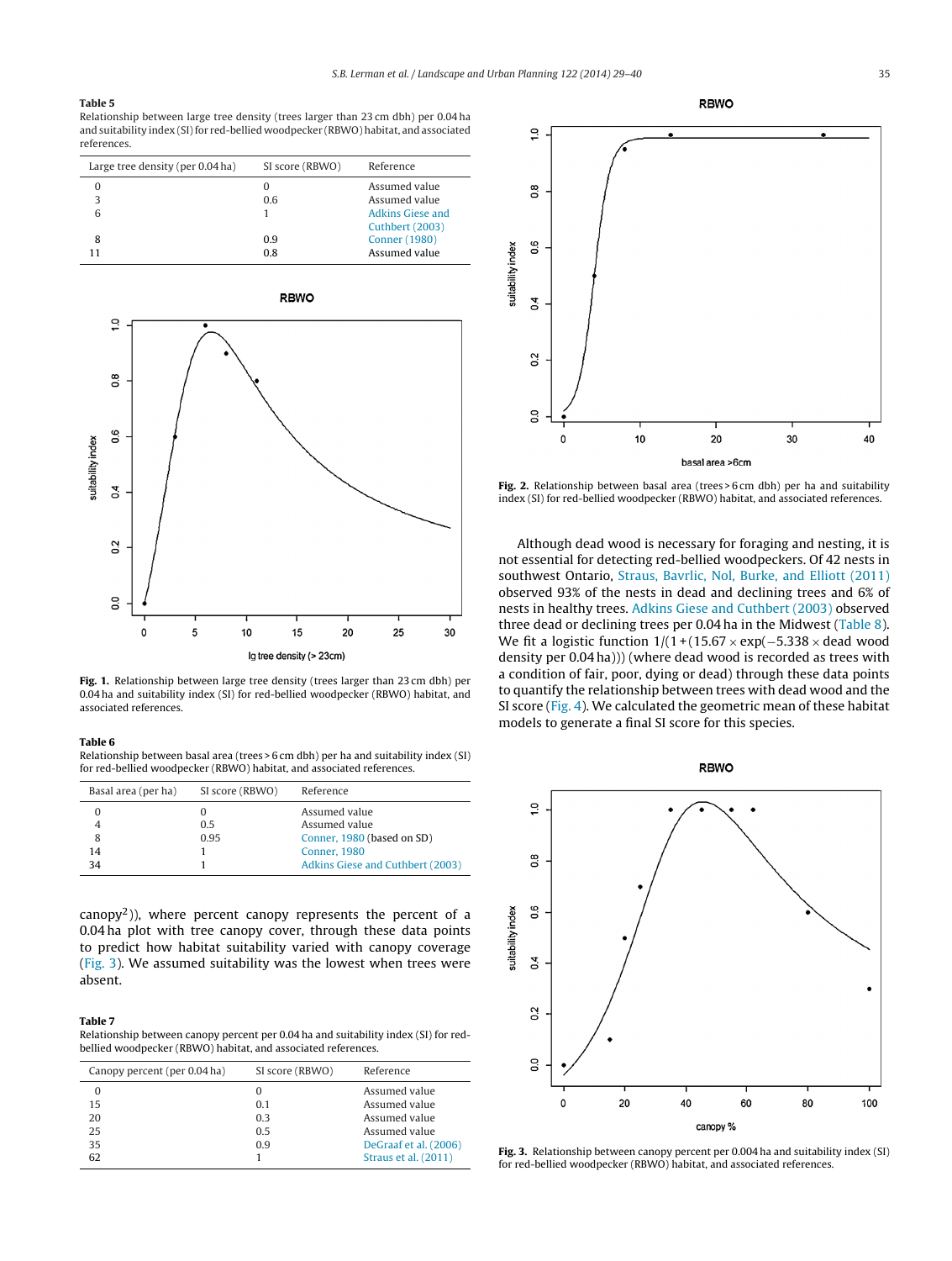**Table 5**
Relationship between large tree density (trees larger than 23 cm dbh) per 0.04 ha and suitability index (SI) for red-bellied woodpecker (RBWO) habitat, and associated references.

| Large tree density (per 0.04 ha) | SI score (RBWO) | Reference |
|---|---|---|
| 0 | 0 | Assumed value |
| 3 | 0.6 | Assumed value |
| 6 | 1 | Adkins Giese and Cuthbert (2003) |
| 8 | 0.9 | Conner (1980) |
| 11 | 0.8 | Assumed value |

**Fig. 1.** Relationship between large tree density (trees larger than 23 cm dbh) per 0.04 ha and suitability index (SI) for red-bellied woodpecker (RBWO) habitat, and associated references.

**Table 6**
Relationship between basal area (trees > 6 cm dbh) per ha and suitability index (SI) for red-bellied woodpecker (RBWO) habitat, and associated references.

| Basal area (per ha) | SI score (RBWO) | Reference |
|---|---|---|
| 0 | 0 | Assumed value |
| 4 | 0.5 | Assumed value |
| 8 | 0.95 | Conner, 1980 (based on SD) |
| 14 | 1 | Conner, 1980 |
| 34 | 1 | Adkins Giese and Cuthbert (2003) |

canopy$^2$)), where percent canopy represents the percent of a 0.04 ha plot with tree canopy cover, through these data points to predict how habitat suitability varied with canopy coverage (Fig. 3). We assumed suitability was the lowest when trees were absent.

**Table 7**
Relationship between canopy percent per 0.04 ha and suitability index (SI) for red-bellied woodpecker (RBWO) habitat, and associated references.

| Canopy percent (per 0.04 ha) | SI score (RBWO) | Reference |
|---|---|---|
| 0 | 0 | Assumed value |
| 15 | 0.1 | Assumed value |
| 20 | 0.3 | Assumed value |
| 25 | 0.5 | Assumed value |
| 35 | 0.9 | DeGraaf et al. (2006) |
| 62 | 1 | Straus et al. (2011) |

**Fig. 2.** Relationship between basal area (trees > 6 cm dbh) per ha and suitability index (SI) for red-bellied woodpecker (RBWO) habitat, and associated references.

Although dead wood is necessary for foraging and nesting, it is not essential for detecting red-bellied woodpeckers. Of 42 nests in southwest Ontario, Straus, Bavrlic, Nol, Burke, and Elliott (2011) observed 93% of the nests in dead and declining trees and 6% of nests in healthy trees. Adkins Giese and Cuthbert (2003) observed three dead or declining trees per 0.04 ha in the Midwest (Table 8). We fit a logistic function $1/(1+(15.67 \times \exp(-5.338 \times \text{dead wood density per 0.04 ha})))$ (where dead wood is recorded as trees with a condition of fair, poor, dying or dead) through these data points to quantify the relationship between trees with dead wood and the SI score (Fig. 4). We calculated the geometric mean of these habitat models to generate a final SI score for this species.

**Fig. 3.** Relationship between canopy percent per 0.004 ha and suitability index (SI) for red-bellied woodpecker (RBWO) habitat, and associated references.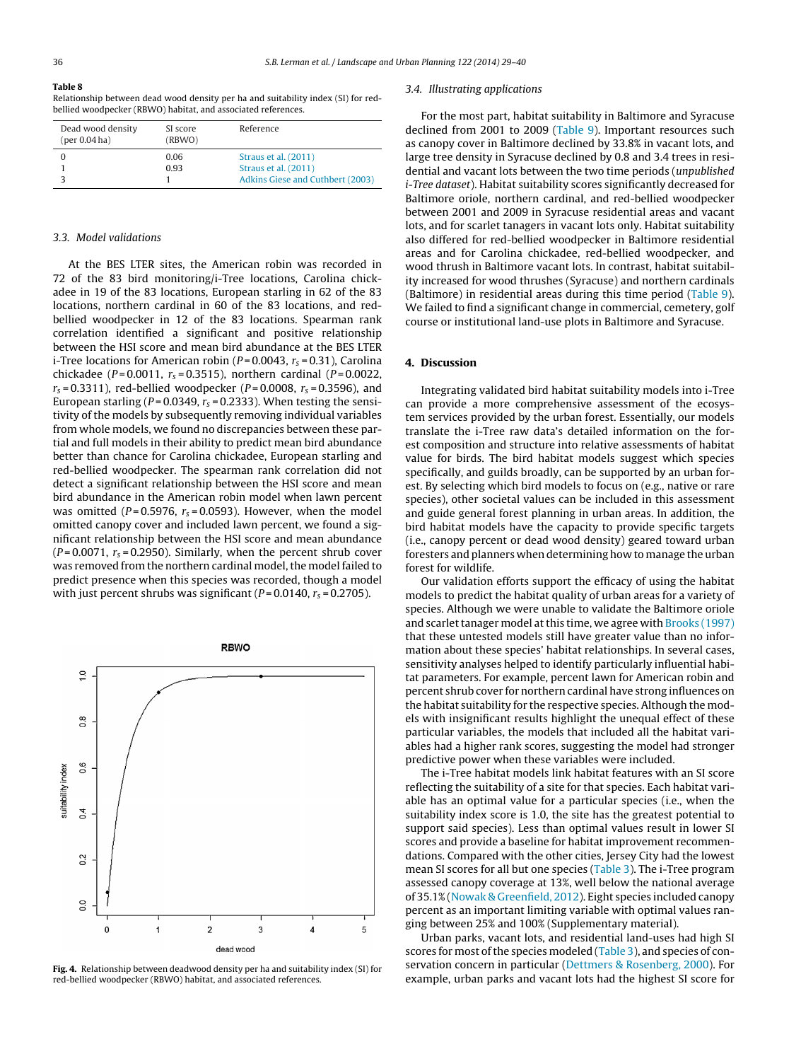**Table 8**
Relationship between dead wood density per ha and suitability index (SI) for red-bellied woodpecker (RBWO) habitat, and associated references.

| Dead wood density (per 0.04 ha) | SI score (RBWO) | Reference |
|---|---|---|
| 0 | 0.06 | Straus et al. (2011) |
| 1 | 0.93 | Straus et al. (2011) |
| 3 | 1 | Adkins Giese and Cuthbert (2003) |

### 3.3. Model validations

At the BES LTER sites, the American robin was recorded in 72 of the 83 bird monitoring/i-Tree locations, Carolina chickadee in 19 of the 83 locations, European starling in 62 of the 83 locations, northern cardinal in 60 of the 83 locations, and red-bellied woodpecker in 12 of the 83 locations. Spearman rank correlation identified a significant and positive relationship between the HSI score and mean bird abundance at the BES LTER i-Tree locations for American robin ($P = 0.0043$, $r_s = 0.31$), Carolina chickadee ($P = 0.0011$, $r_s = 0.3515$), northern cardinal ($P = 0.0022$, $r_s = 0.3311$), red-bellied woodpecker ($P = 0.0008$, $r_s = 0.3596$), and European starling ($P = 0.0349$, $r_s = 0.2333$). When testing the sensitivity of the models by subsequently removing individual variables from whole models, we found no discrepancies between these partial and full models in their ability to predict mean bird abundance better than chance for Carolina chickadee, European starling and red-bellied woodpecker. The spearman rank correlation did not detect a significant relationship between the HSI score and mean bird abundance in the American robin model when lawn percent was omitted ($P = 0.5976$, $r_s = 0.0593$). However, when the model omitted canopy cover and included lawn percent, we found a significant relationship between the HSI score and mean abundance ($P = 0.0071$, $r_s = 0.2950$). Similarly, when the percent shrub cover was removed from the northern cardinal model, the model failed to predict presence when this species was recorded, though a model with just percent shrubs was significant ($P = 0.0140$, $r_s = 0.2705$).

**Fig. 4.** Relationship between deadwood density per ha and suitability index (SI) for red-bellied woodpecker (RBWO) habitat, and associated references.

### 3.4. Illustrating applications

For the most part, habitat suitability in Baltimore and Syracuse declined from 2001 to 2009 (Table 9). Important resources such as canopy cover in Baltimore declined by 33.8% in vacant lots, and large tree density in Syracuse declined by 0.8 and 3.4 trees in residential and vacant lots between the two time periods (*unpublished i-Tree dataset*). Habitat suitability scores significantly decreased for Baltimore oriole, northern cardinal, and red-bellied woodpecker between 2001 and 2009 in Syracuse residential areas and vacant lots, and for scarlet tanagers in vacant lots only. Habitat suitability also differed for red-bellied woodpecker in Baltimore residential areas and for Carolina chickadee, red-bellied woodpecker, and wood thrush in Baltimore vacant lots. In contrast, habitat suitability increased for wood thrushes (Syracuse) and northern cardinals (Baltimore) in residential areas during this time period (Table 9). We failed to find a significant change in commercial, cemetery, golf course or institutional land-use plots in Baltimore and Syracuse.

## 4. Discussion

Integrating validated bird habitat suitability models into i-Tree can provide a more comprehensive assessment of the ecosystem services provided by the urban forest. Essentially, our models translate the i-Tree raw data's detailed information on the forest composition and structure into relative assessments of habitat value for birds. The bird habitat models suggest which species specifically, and guilds broadly, can be supported by an urban forest. By selecting which bird models to focus on (e.g., native or rare species), other societal values can be included in this assessment and guide general forest planning in urban areas. In addition, the bird habitat models have the capacity to provide specific targets (i.e., canopy percent or dead wood density) geared toward urban foresters and planners when determining how to manage the urban forest for wildlife.

Our validation efforts support the efficacy of using the habitat models to predict the habitat quality of urban areas for a variety of species. Although we were unable to validate the Baltimore oriole and scarlet tanager model at this time, we agree with Brooks (1997) that these untested models still have greater value than no information about these species' habitat relationships. In several cases, sensitivity analyses helped to identify particularly influential habitat parameters. For example, percent lawn for American robin and percent shrub cover for northern cardinal have strong influences on the habitat suitability for the respective species. Although the models with insignificant results highlight the unequal effect of these particular variables, the models that included all the habitat variables had a higher rank scores, suggesting the model had stronger predictive power when these variables were included.

The i-Tree habitat models link habitat features with an SI score reflecting the suitability of a site for that species. Each habitat variable has an optimal value for a particular species (i.e., when the suitability index score is 1.0, the site has the greatest potential to support said species). Less than optimal values result in lower SI scores and provide a baseline for habitat improvement recommendations. Compared with the other cities, Jersey City had the lowest mean SI scores for all but one species (Table 3). The i-Tree program assessed canopy coverage at 13%, well below the national average of 35.1% (Nowak & Greenfield, 2012). Eight species included canopy percent as an important limiting variable with optimal values ranging between 25% and 100% (Supplementary material).

Urban parks, vacant lots, and residential land-uses had high SI scores for most of the species modeled (Table 3), and species of conservation concern in particular (Dettmers & Rosenberg, 2000). For example, urban parks and vacant lots had the highest SI score for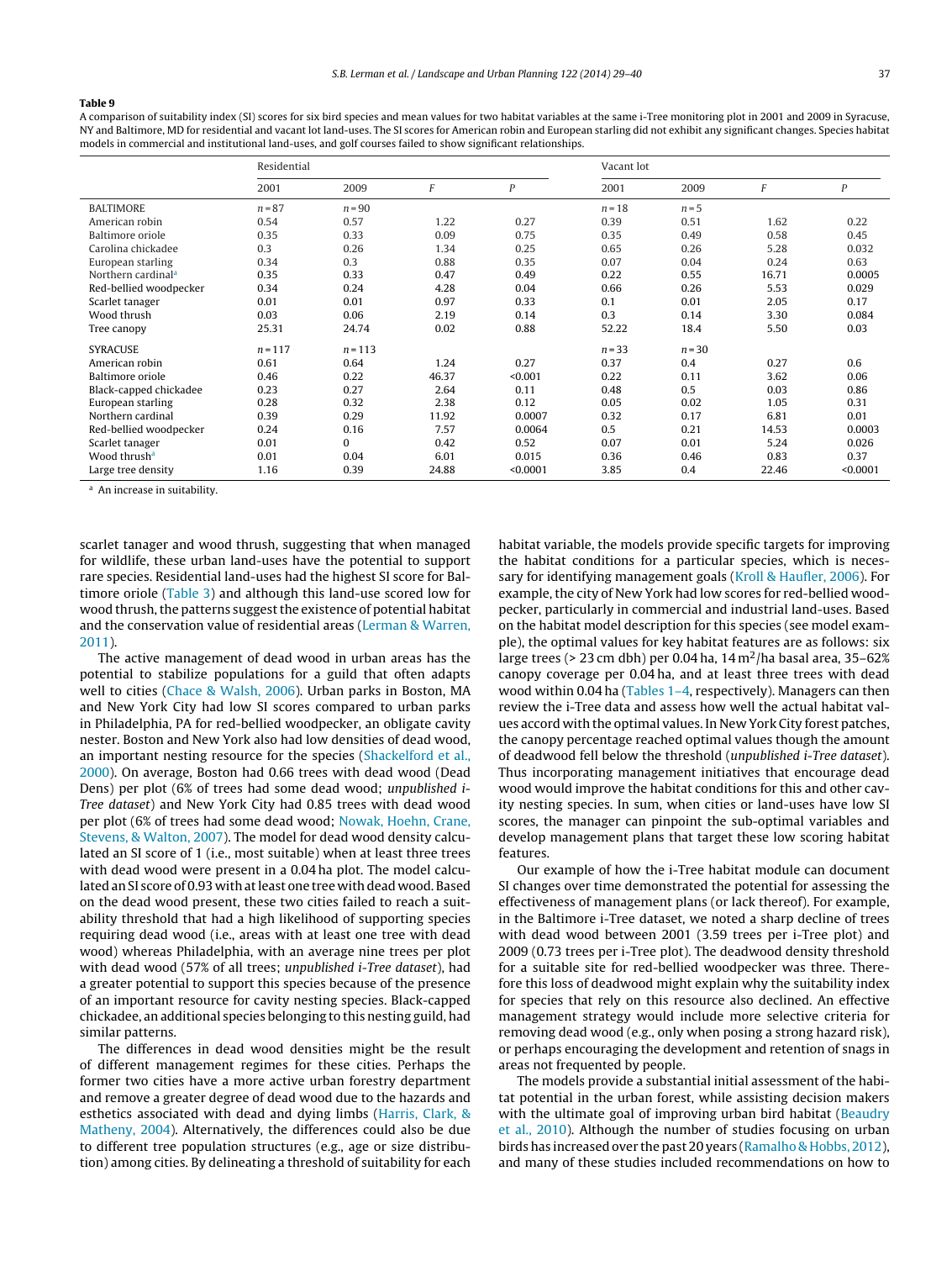**Table 9**

A comparison of suitability index (SI) scores for six bird species and mean values for two habitat variables at the same i-Tree monitoring plot in 2001 and 2009 in Syracuse, NY and Baltimore, MD for residential and vacant lot land-uses. The SI scores for American robin and European starling did not exhibit any significant changes. Species habitat models in commercial and institutional land-uses, and golf courses failed to show significant relationships.

| | Residential | | | | Vacant lot | | | |
|---|---|---|---|---|---|---|---|---|
| | 2001 | 2009 | *F* | *P* | 2001 | 2009 | *F* | *P* |
| BALTIMORE | *n* = 87 | *n* = 90 | | | *n* = 18 | *n* = 5 | | |
| American robin | 0.54 | 0.57 | 1.22 | 0.27 | 0.39 | 0.51 | 1.62 | 0.22 |
| Baltimore oriole | 0.35 | 0.33 | 0.09 | 0.75 | 0.35 | 0.49 | 0.58 | 0.45 |
| Carolina chickadee | 0.3 | 0.26 | 1.34 | 0.25 | 0.65 | 0.26 | 5.28 | 0.032 |
| European starling | 0.34 | 0.3 | 0.88 | 0.35 | 0.07 | 0.04 | 0.24 | 0.63 |
| Northern cardinal[a] | 0.35 | 0.33 | 0.47 | 0.49 | 0.22 | 0.55 | 16.71 | 0.0005 |
| Red-bellied woodpecker | 0.34 | 0.24 | 4.28 | 0.04 | 0.66 | 0.26 | 5.53 | 0.029 |
| Scarlet tanager | 0.01 | 0.01 | 0.97 | 0.33 | 0.1 | 0.01 | 2.05 | 0.17 |
| Wood thrush | 0.03 | 0.06 | 2.19 | 0.14 | 0.3 | 0.14 | 3.30 | 0.084 |
| Tree canopy | 25.31 | 24.74 | 0.02 | 0.88 | 52.22 | 18.4 | 5.50 | 0.03 |
| SYRACUSE | *n* = 117 | *n* = 113 | | | *n* = 33 | *n* = 30 | | |
| American robin | 0.61 | 0.64 | 1.24 | 0.27 | 0.37 | 0.4 | 0.27 | 0.6 |
| Baltimore oriole | 0.46 | 0.22 | 46.37 | <0.001 | 0.22 | 0.11 | 3.62 | 0.06 |
| Black-capped chickadee | 0.23 | 0.27 | 2.64 | 0.11 | 0.48 | 0.5 | 0.03 | 0.86 |
| European starling | 0.28 | 0.32 | 2.38 | 0.12 | 0.05 | 0.02 | 1.05 | 0.31 |
| Northern cardinal | 0.39 | 0.29 | 11.92 | 0.0007 | 0.32 | 0.17 | 6.81 | 0.01 |
| Red-bellied woodpecker | 0.24 | 0.16 | 7.57 | 0.0064 | 0.5 | 0.21 | 14.53 | 0.0003 |
| Scarlet tanager | 0.01 | 0 | 0.42 | 0.52 | 0.07 | 0.01 | 5.24 | 0.026 |
| Wood thrush[a] | 0.01 | 0.04 | 6.01 | 0.015 | 0.36 | 0.46 | 0.83 | 0.37 |
| Large tree density | 1.16 | 0.39 | 24.88 | <0.0001 | 3.85 | 0.4 | 22.46 | <0.0001 |

[a] An increase in suitability.

scarlet tanager and wood thrush, suggesting that when managed for wildlife, these urban land-uses have the potential to support rare species. Residential land-uses had the highest SI score for Baltimore oriole (Table 3) and although this land-use scored low for wood thrush, the patterns suggest the existence of potential habitat and the conservation value of residential areas (Lerman & Warren, 2011).

The active management of dead wood in urban areas has the potential to stabilize populations for a guild that often adapts well to cities (Chace & Walsh, 2006). Urban parks in Boston, MA and New York City had low SI scores compared to urban parks in Philadelphia, PA for red-bellied woodpecker, an obligate cavity nester. Boston and New York also had low densities of dead wood, an important nesting resource for the species (Shackelford et al., 2000). On average, Boston had 0.66 trees with dead wood (Dead Dens) per plot (6% of trees had some dead wood; *unpublished i-Tree dataset*) and New York City had 0.85 trees with dead wood per plot (6% of trees had some dead wood; Nowak, Hoehn, Crane, Stevens, & Walton, 2007). The model for dead wood density calculated an SI score of 1 (i.e., most suitable) when at least three trees with dead wood were present in a 0.04 ha plot. The model calculated an SI score of 0.93 with at least one tree with dead wood. Based on the dead wood present, these two cities failed to reach a suitability threshold that had a high likelihood of supporting species requiring dead wood (i.e., areas with at least one tree with dead wood) whereas Philadelphia, with an average nine trees per plot with dead wood (57% of all trees; *unpublished i-Tree dataset*), had a greater potential to support this species because of the presence of an important resource for cavity nesting species. Black-capped chickadee, an additional species belonging to this nesting guild, had similar patterns.

The differences in dead wood densities might be the result of different management regimes for these cities. Perhaps the former two cities have a more active urban forestry department and remove a greater degree of dead wood due to the hazards and esthetics associated with dead and dying limbs (Harris, Clark, & Matheny, 2004). Alternatively, the differences could also be due to different tree population structures (e.g., age or size distribution) among cities. By delineating a threshold of suitability for each habitat variable, the models provide specific targets for improving the habitat conditions for a particular species, which is necessary for identifying management goals (Kroll & Haufler, 2006). For example, the city of New York had low scores for red-bellied woodpecker, particularly in commercial and industrial land-uses. Based on the habitat model description for this species (see model example), the optimal values for key habitat features are as follows: six large trees (> 23 cm dbh) per 0.04 ha, 14 $m^2$/ha basal area, 35–62% canopy coverage per 0.04 ha, and at least three trees with dead wood within 0.04 ha (Tables 1–4, respectively). Managers can then review the i-Tree data and assess how well the actual habitat values accord with the optimal values. In New York City forest patches, the canopy percentage reached optimal values though the amount of deadwood fell below the threshold (*unpublished i-Tree dataset*). Thus incorporating management initiatives that encourage dead wood would improve the habitat conditions for this and other cavity nesting species. In sum, when cities or land-uses have low SI scores, the manager can pinpoint the sub-optimal variables and develop management plans that target these low scoring habitat features.

Our example of how the i-Tree habitat module can document SI changes over time demonstrated the potential for assessing the effectiveness of management plans (or lack thereof). For example, in the Baltimore i-Tree dataset, we noted a sharp decline of trees with dead wood between 2001 (3.59 trees per i-Tree plot) and 2009 (0.73 trees per i-Tree plot). The deadwood density threshold for a suitable site for red-bellied woodpecker was three. Therefore this loss of deadwood might explain why the suitability index for species that rely on this resource also declined. An effective management strategy would include more selective criteria for removing dead wood (e.g., only when posing a strong hazard risk), or perhaps encouraging the development and retention of snags in areas not frequented by people.

The models provide a substantial initial assessment of the habitat potential in the urban forest, while assisting decision makers with the ultimate goal of improving urban bird habitat (Beaudry et al., 2010). Although the number of studies focusing on urban birds has increased over the past 20 years (Ramalho & Hobbs, 2012), and many of these studies included recommendations on how to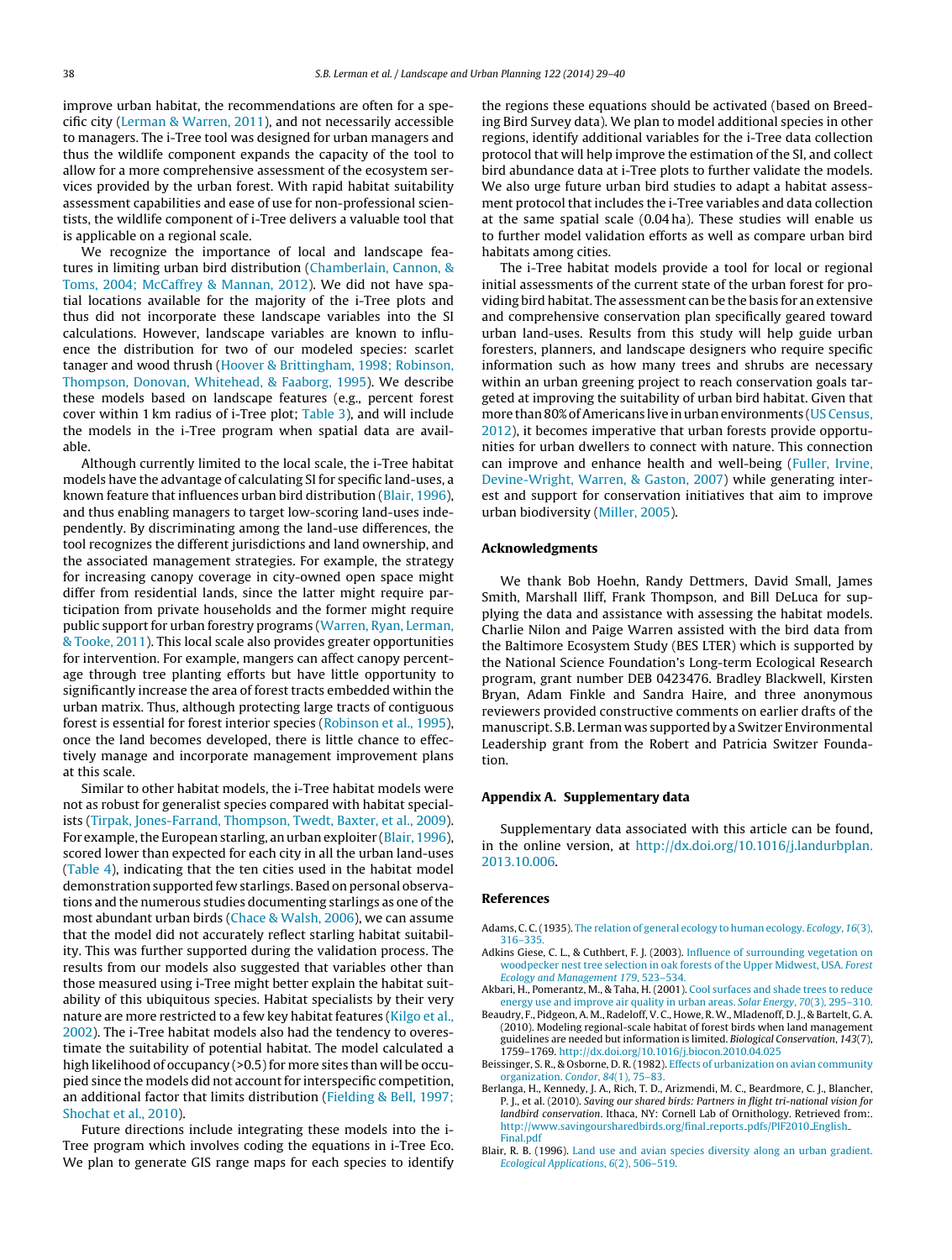improve urban habitat, the recommendations are often for a specific city (Lerman & Warren, 2011), and not necessarily accessible to managers. The i-Tree tool was designed for urban managers and thus the wildlife component expands the capacity of the tool to allow for a more comprehensive assessment of the ecosystem services provided by the urban forest. With rapid habitat suitability assessment capabilities and ease of use for non-professional scientists, the wildlife component of i-Tree delivers a valuable tool that is applicable on a regional scale.

We recognize the importance of local and landscape features in limiting urban bird distribution (Chamberlain, Cannon, & Toms, 2004; McCaffrey & Mannan, 2012). We did not have spatial locations available for the majority of the i-Tree plots and thus did not incorporate these landscape variables into the SI calculations. However, landscape variables are known to influence the distribution for two of our modeled species: scarlet tanager and wood thrush (Hoover & Brittingham, 1998; Robinson, Thompson, Donovan, Whitehead, & Faaborg, 1995). We describe these models based on landscape features (e.g., percent forest cover within 1 km radius of i-Tree plot; Table 3), and will include the models in the i-Tree program when spatial data are available.

Although currently limited to the local scale, the i-Tree habitat models have the advantage of calculating SI for specific land-uses, a known feature that influences urban bird distribution (Blair, 1996), and thus enabling managers to target low-scoring land-uses independently. By discriminating among the land-use differences, the tool recognizes the different jurisdictions and land ownership, and the associated management strategies. For example, the strategy for increasing canopy coverage in city-owned open space might differ from residential lands, since the latter might require participation from private households and the former might require public support for urban forestry programs (Warren, Ryan, Lerman, & Tooke, 2011). This local scale also provides greater opportunities for intervention. For example, mangers can affect canopy percentage through tree planting efforts but have little opportunity to significantly increase the area of forest tracts embedded within the urban matrix. Thus, although protecting large tracts of contiguous forest is essential for forest interior species (Robinson et al., 1995), once the land becomes developed, there is little chance to effectively manage and incorporate management improvement plans at this scale.

Similar to other habitat models, the i-Tree habitat models were not as robust for generalist species compared with habitat specialists (Tirpak, Jones-Farrand, Thompson, Twedt, Baxter, et al., 2009). For example, the European starling, an urban exploiter (Blair, 1996), scored lower than expected for each city in all the urban land-uses (Table 4), indicating that the ten cities used in the habitat model demonstration supported few starlings. Based on personal observations and the numerous studies documenting starlings as one of the most abundant urban birds (Chace & Walsh, 2006), we can assume that the model did not accurately reflect starling habitat suitability. This was further supported during the validation process. The results from our models also suggested that variables other than those measured using i-Tree might better explain the habitat suitability of this ubiquitous species. Habitat specialists by their very nature are more restricted to a few key habitat features (Kilgo et al., 2002). The i-Tree habitat models also had the tendency to overestimate the suitability of potential habitat. The model calculated a high likelihood of occupancy (>0.5) for more sites than will be occupied since the models did not account for interspecific competition, an additional factor that limits distribution (Fielding & Bell, 1997; Shochat et al., 2010).

Future directions include integrating these models into the i-Tree program which involves coding the equations in i-Tree Eco. We plan to generate GIS range maps for each species to identify the regions these equations should be activated (based on Breeding Bird Survey data). We plan to model additional species in other regions, identify additional variables for the i-Tree data collection protocol that will help improve the estimation of the SI, and collect bird abundance data at i-Tree plots to further validate the models. We also urge future urban bird studies to adapt a habitat assessment protocol that includes the i-Tree variables and data collection at the same spatial scale (0.04 ha). These studies will enable us to further model validation efforts as well as compare urban bird habitats among cities.

The i-Tree habitat models provide a tool for local or regional initial assessments of the current state of the urban forest for providing bird habitat. The assessment can be the basis for an extensive and comprehensive conservation plan specifically geared toward urban land-uses. Results from this study will help guide urban foresters, planners, and landscape designers who require specific information such as how many trees and shrubs are necessary within an urban greening project to reach conservation goals targeted at improving the suitability of urban bird habitat. Given that more than 80% of Americans live in urban environments (US Census, 2012), it becomes imperative that urban forests provide opportunities for urban dwellers to connect with nature. This connection can improve and enhance health and well-being (Fuller, Irvine, Devine-Wright, Warren, & Gaston, 2007) while generating interest and support for conservation initiatives that aim to improve urban biodiversity (Miller, 2005).

## Acknowledgments

We thank Bob Hoehn, Randy Dettmers, David Small, James Smith, Marshall Iliff, Frank Thompson, and Bill DeLuca for supplying the data and assistance with assessing the habitat models. Charlie Nilon and Paige Warren assisted with the bird data from the Baltimore Ecosystem Study (BES LTER) which is supported by the National Science Foundation's Long-term Ecological Research program, grant number DEB 0423476. Bradley Blackwell, Kirsten Bryan, Adam Finkle and Sandra Haire, and three anonymous reviewers provided constructive comments on earlier drafts of the manuscript. S.B. Lerman was supported by a Switzer Environmental Leadership grant from the Robert and Patricia Switzer Foundation.

## Appendix A. Supplementary data

Supplementary data associated with this article can be found, in the online version, at http://dx.doi.org/10.1016/j.landurbplan.2013.10.006.

## References

Adams, C. C. (1935). The relation of general ecology to human ecology. *Ecology*, *16*(3), 316–335.

Adkins Giese, C. L., & Cuthbert, F. J. (2003). Influence of surrounding vegetation on woodpecker nest tree selection in oak forests of the Upper Midwest, USA. *Forest Ecology and Management 179*, 523–534.

Akbari, H., Pomerantz, M., & Taha, H. (2001). Cool surfaces and shade trees to reduce energy use and improve air quality in urban areas. *Solar Energy*, *70*(3), 295–310.

Beaudry, F., Pidgeon, A. M., Radeloff, V. C., Howe, R. W., Mladenoff, D. J., & Bartelt, G. A. (2010). Modeling regional-scale habitat of forest birds when land management guidelines are needed but information is limited. *Biological Conservation*, *143*(7), 1759–1769. http://dx.doi.org/10.1016/j.biocon.2010.04.025

Beissinger, S. R., & Osborne, D. R. (1982). Effects of urbanization on avian community organization. *Condor*, *84*(1), 75–83.

Berlanga, H., Kennedy, J. A., Rich, T. D., Arizmendi, M. C., Beardmore, C. J., Blancher, P. J., et al. (2010). *Saving our shared birds: Partners in flight tri-national vision for landbird conservation*. Ithaca, NY: Cornell Lab of Ornithology. Retrieved from:. http://www.savingoursharedbirds.org/final_reports_pdfs/PIF2010_English_Final.pdf

Blair, R. B. (1996). Land use and avian species diversity along an urban gradient. *Ecological Applications*, *6*(2), 506–519.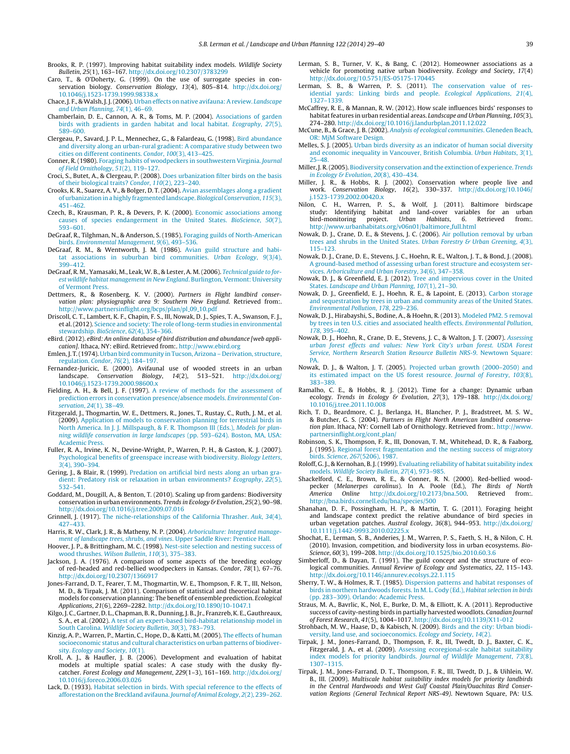Brooks, R. P. (1997). Improving habitat suitability index models. *Wildlife Society Bulletin*, *25*(1), 163–167. http://dx.doi.org/10.2307/3783299

Caro, T., & O'Doherty, G. (1999). On the use of surrogate species in conservation biology. *Conservation Biology*, *13*(4), 805–814. http://dx.doi.org/10.1046/j.1523-1739.1999.98338.x

Chace, J. F., & Walsh, J. J. (2006). Urban effects on native avifauna: A review. *Landscape and Urban Planning*, *74*(1), 46–69.

Chamberlain, D. E., Cannon, A. R., & Toms, M. P. (2004). Associations of garden birds with gradients in garden habitat and local habitat. *Ecography*, *27*(5), 589–600.

Clergeau, P., Savard, J. P. L., Mennechez, G., & Falardeau, G. (1998). Bird abundance and diversity along an urban-rural gradient: A comparative study between two cities on different continents. *Condor*, *100*(3), 413–425.

Conner, R. (1980). Foraging habits of woodpeckers in southwestern Virginia. *Journal of Field Ornithology*, *51*(2), 119–127.

Croci, S., Butet, A., & Clergeau, P. (2008). Does urbanization filter birds on the basis of their biological traits? *Condor*, *110*(2), 223–240.

Crooks, K. R., Suarez, A. V., & Bolger, D. T. (2004). Avian assemblages along a gradient of urbanization in a highly fragmented landscape. *Biological Conservation*, *115*(3), 451–462.

Czech, B., Krausman, P. R., & Devers, P. K. (2000). Economic associations among causes of species endangerment in the United States. *BioScience*, *50*(7), 593–601.

DeGraaf, R., Tilghman, N., & Anderson, S. (1985). Foraging guilds of North-American birds. *Environmental Management*, *9*(6), 493–536.

DeGraaf, R. M., & Wentworth, J. M. (1986). Avian guild structure and habitat associations in suburban bird communities. *Urban Ecology*, *9*(3/4), 399–412.

DeGraaf, R. M., Yamasaki, M., Leak, W. B., & Lester, A. M. (2006). *Technical guide to forest wildlife habitat management in New England*. Burlington, Vermont: University of Vermont Press.

Dettmers, R., & Rosenberg, K. V. (2000). *Partners in Flight landbird conservation plan: physiographic area 9: Southern New England*. Retrieved from:. http://www.partnersinflight.org/bcps/plan/pl_09_10.pdf

Driscoll, C. T., Lambert, K. F., Chapin, F. S., III, Nowak, D. J., Spies, T. A., Swanson, F. J., et al. (2012). Science and society: The role of long-term studies in environmental stewardship. *BioScience*, *62*(4), 354–366.

eBird. (2012). *eBird: An online database of bird distribution and abundance [web application]*. Ithaca, NY: eBird. Retrieved from:. http://www.ebird.org

Emlen, J. T. (1974). Urban bird community in Tucson, Arizona – Derivation, structure, regulation. *Condor*, *76*(2), 184–197.

Fernandez-Juricic, E. (2000). Avifaunal use of wooded streets in an urban landscape. *Conservation Biology*, *14*(2), 513–521. http://dx.doi.org/10.1046/j.1523-1739.2000.98600.x

Fielding, A. H., & Bell, J. F. (1997). A review of methods for the assessment of prediction errors in conservation presence/absence models. *Environmental Conservation*, *24*(1), 38–49.

Fitzgerald, J., Thogmartin, W. E., Dettmers, R., Jones, T., Rustay, C., Ruth, J. M., et al. (2009). Application of models to conservation planning for terrestrial birds in North America. In J. J. Millspaugh, & F. R. Thompson III (Eds.), *Models for planning wildlife conservation in large landscapes* (pp. 593–624). Boston, MA, USA: Academic Press.

Fuller, R. A., Irvine, K. N., Devine-Wright, P., Warren, P. H., & Gaston, K. J. (2007). Psychological benefits of greenspace increase with biodiversity. *Biology Letters*, *3*(4), 390–394.

Gering, J., & Blair, R. (1999). Predation on artificial bird nests along an urban gradient: Predatory risk or relaxation in urban environments? *Ecography*, *22*(5), 532–541.

Goddard, M., Dougill, A., & Benton, T. (2010). Scaling up from gardens: Biodiversity conservation in urban environments. *Trends in Ecology & Evolution*, *25*(2), 90–98. http://dx.doi.org/10.1016/j.tree.2009.07.016

Grinnell, J. (1917). The niche-relationships of the California Thrasher. *Auk*, *34*(4), 427–433.

Harris, R. W., Clark, J. R., & Matheny, N. P. (2004). *Arboriculture: Integrated management of landscape trees, shrubs, and vines*. Upper Saddle River: Prentice Hall.

Hoover, J. P., & Brittingham, M. C. (1998). Nest-site selection and nesting success of wood thrushes. *Wilson Bulletin*, *110*(3), 375–383.

Jackson, J. A. (1976). A comparison of some aspects of the breeding ecology of red-headed and red-bellied woodpeckers in Kansas. *Condor*, *78*(1), 67–76. http://dx.doi.org/10.2307/1366917

Jones-Farrand, D. T., Fearer, T. M., Thogmartin, W. E., Thompson, F. R. T., III, Nelson, M. D., & Tirpak, J. M. (2011). Comparison of statistical and theoretical habitat models for conservation planning: The benefit of ensemble prediction. *Ecological Applications*, *21*(6), 2269–2282. http://dx.doi.org/10.1890/10-1047.1

Kilgo, J. C., Gartner, D. L., Chapman, B. R., Dunning, J. B., Jr., Franzreb, K. E., Gauthreaux, S. A., et al. (2002). A test of an expert-based bird-habitat relationship model in South Carolina. *Wildlife Society Bulletin*, *30*(3), 783–793.

Kinzig, A. P., Warren, P., Martin, C., Hope, D., & Katti, M. (2005). The effects of human socioeconomic status and cultural characteristics on urban patterns of biodiversity. *Ecology and Society*, *10*(1).

Kroll, A. J., & Haufler, J. B. (2006). Development and evaluation of habitat models at multiple spatial scales: A case study with the dusky flycatcher. *Forest Ecology and Management*, *229*(1–3), 161–169. http://dx.doi.org/10.1016/j.foreco.2006.03.026

Lack, D. (1933). Habitat selection in birds. With special reference to the effects of afforestation on the Breckland avifauna. *Journal of Animal Ecology*, *2*(2), 239–262.

Lerman, S. B., Turner, V. K., & Bang, C. (2012). Homeowner associations as a vehicle for promoting native urban biodiversity. *Ecology and Society*, *17*(4) http://dx.doi.org/10.5751/ES-05175-170445

Lerman, S. B., & Warren, P. S. (2011). The conservation value of residential yards: Linking birds and people. *Ecological Applications*, *21*(4), 1327–1339.

McCaffrey, R. E., & Mannan, R. W. (2012). How scale influences birds' responses to habitat features in urban residential areas. *Landscape and Urban Planning*, *105*(3), 274–280. http://dx.doi.org/10.1016/j.landurbplan.2011.12.022

McCune, B., & Grace, J. B. (2002). *Analysis of ecological communities*. Gleneden Beach, OR: MjM Software Design.

Melles, S. J. (2005). Urban birds diversity as an indicator of human social diversity and economic inequality in Vancouver, British Columbia. *Urban Habitats*, *3*(1), 25–48.

Miller, J. R. (2005). Biodiversity conservation and the extinction of experience. *Trends in Ecology & Evolution*, *20*(8), 430–434.

Miller, J. R., & Hobbs, R. J. (2002). Conservation where people live and work. *Conservation Biology*, *16*(2), 330–337. http://dx.doi.org/10.1046/j.1523-1739.2002.00420.x

Nilon, C. H., Warren, P. S., & Wolf, J. (2011). Baltimore birdscape study: Identifying habitat and land-cover variables for an urban bird-monitoring project. *Urban Habitats*, *6*. Retrieved from:. http://www.urbanhabitats.org/v06n01/baltimore_full.html

Nowak, D. J., Crane, D. E., & Stevens, J. C. (2006). Air pollution removal by urban trees and shrubs in the United States. *Urban Forestry & Urban Greening*, *4*(3), 115–123.

Nowak, D. J., Crane, D. E., Stevens, J. C., Hoehn, R. E., Walton, J. T., & Bond, J. (2008). A ground-based method of assessing urban forest structure and ecosystem services. *Arboriculture and Urban Forestry*, *34*(6), 347–358.

Nowak, D. J., & Greenfield, E. J. (2012). Tree and impervious cover in the United States. *Landscape and Urban Planning*, *107*(1), 21–30.

Nowak, D. J., Greenfield, E. J., Hoehn, R. E., & Lapoint, E. (2013). Carbon storage and sequestration by trees in urban and community areas of the United States. *Environmental Pollution*, *178*, 229–236.

Nowak, D. J., Hirabayshi, S., Bodine, A., & Hoehn, R. (2013). Modeled PM2. 5 removal by trees in ten U.S. cities and associated health effects. *Environmental Pollution*, *178*, 395–402.

Nowak, D. J., Hoehn, R., Crane, D. E., Stevens, J. C., & Walton, J. T. (2007). *Assessing urban forest effects and values: New York City's urban forest. USDA Forest Service, Northern Research Station Resource Bulletin NRS-9*. Newtown Square: PA.

Nowak, D. J., & Walton, J. T. (2005). Projected urban growth (2000–2050) and its estimated impact on the US forest resource. *Journal of Forestry*, *103*(8), 383–389.

Ramalho, C. E., & Hobbs, R. J. (2012). Time for a change: Dynamic urban ecology. *Trends in Ecology & Evolution*, *27*(3), 179–188. http://dx.doi.org/10.1016/j.tree.2011.10.008

Rich, T. D., Beardmore, C. J., Berlanga, H., Blancher, P. J., Bradstreet, M. S. W., & Butcher, G. S. (2004). *Partners in Flight North American landbird conservation plan*. Ithaca, NY: Cornell Lab of Ornithology. Retrieved from:. http://www.partnersinflight.org/cont_plan/

Robinson, S. K., Thompson, F. R., III, Donovan, T. M., Whitehead, D. R., & Faaborg, J. (1995). Regional forest fragmentation and the nesting success of migratory birds. *Science*, *267*(5206), 1987.

Roloff, G. J., & Kernohan, B. J. (1999). Evaluating reliability of habitat suitability index models. *Wildlife Society Bulletin*, *27*(4), 973–985.

Shackelford, C. E., Brown, R. E., & Conner, R. N. (2000). Red-bellied woodpecker (*Melanerpes carolinus*). In A. Poole (Ed.), *The Birds of North America Online* http://dx.doi.org/10.2173/bna.500. Retrieved from:. http://bna.birds.cornell.edu/bna/species/500

Shanahan, D. F., Possingham, H. P., & Martin, T. G. (2011). Foraging height and landscape context predict the relative abundance of bird species in urban vegetation patches. *Austral Ecology*, *36*(8), 944–953. http://dx.doi.org/10.1111/j.1442-9993.2010.02225.x

Shochat, E., Lerman, S. B., Anderies, J. M., Warren, P. S., Faeth, S. H., & Nilon, C. H. (2010). Invasion, competition, and biodiversity loss in urban ecosystems. *BioScience*, *60*(3), 199–208. http://dx.doi.org/10.1525/bio.2010.60.3.6

Simberloff, D., & Dayan, T. (1991). The guild concept and the structure of ecological communities. *Annual Review of Ecology and Systematics*, *22*, 115–143. http://dx.doi.org/10.1146/annurev.ecolsys.22.1.115

Sherry, T. W., & Holmes, R. T. (1985). Dispersion patterns and habitat responses of birds in northern hardwoods forests. In M. L. Cody (Ed.), *Habitat selection in birds* (pp. 283–309). Orlando: Academic Press.

Straus, M. A., Bavrlic, K., Nol, E., Burke, D. M., & Elliott, K. A. (2011). Reproductive success of cavity-nesting birds in partially harvested woodlots. *Canadian Journal of Forest Research*, *41*(5), 1004–1017. http://dx.doi.org/10.1139/X11-012

Strohbach, M. W., Haase, D., & Kabisch, N. (2009). Birds and the city: Urban biodiversity, land use, and socioeconomics. *Ecology and Society*, *14*(2).

Tirpak, J. M., Jones-Farrand, D., Thompson, F. R., III, Twedt, D. J., Baxter, C. K., Fitzgerald, J. A., et al. (2009). Assessing ecoregional-scale habitat suitability index models for priority landbirds. *Journal of Wildlife Management*, *73*(8), 1307–1315.

Tirpak, J. M., Jones-Farrand, D. T., Thompson, F. R., III, Twedt, D. J., & Uihlein, W. B., III. (2009). *Multiscale habitat suitability index models for priority landbirds in the Central Hardwoods and West Gulf Coastal Plain/Ouachitas Bird Conservation Regions (General Technical Report NRS-49)*. Newtown Square, PA: U.S.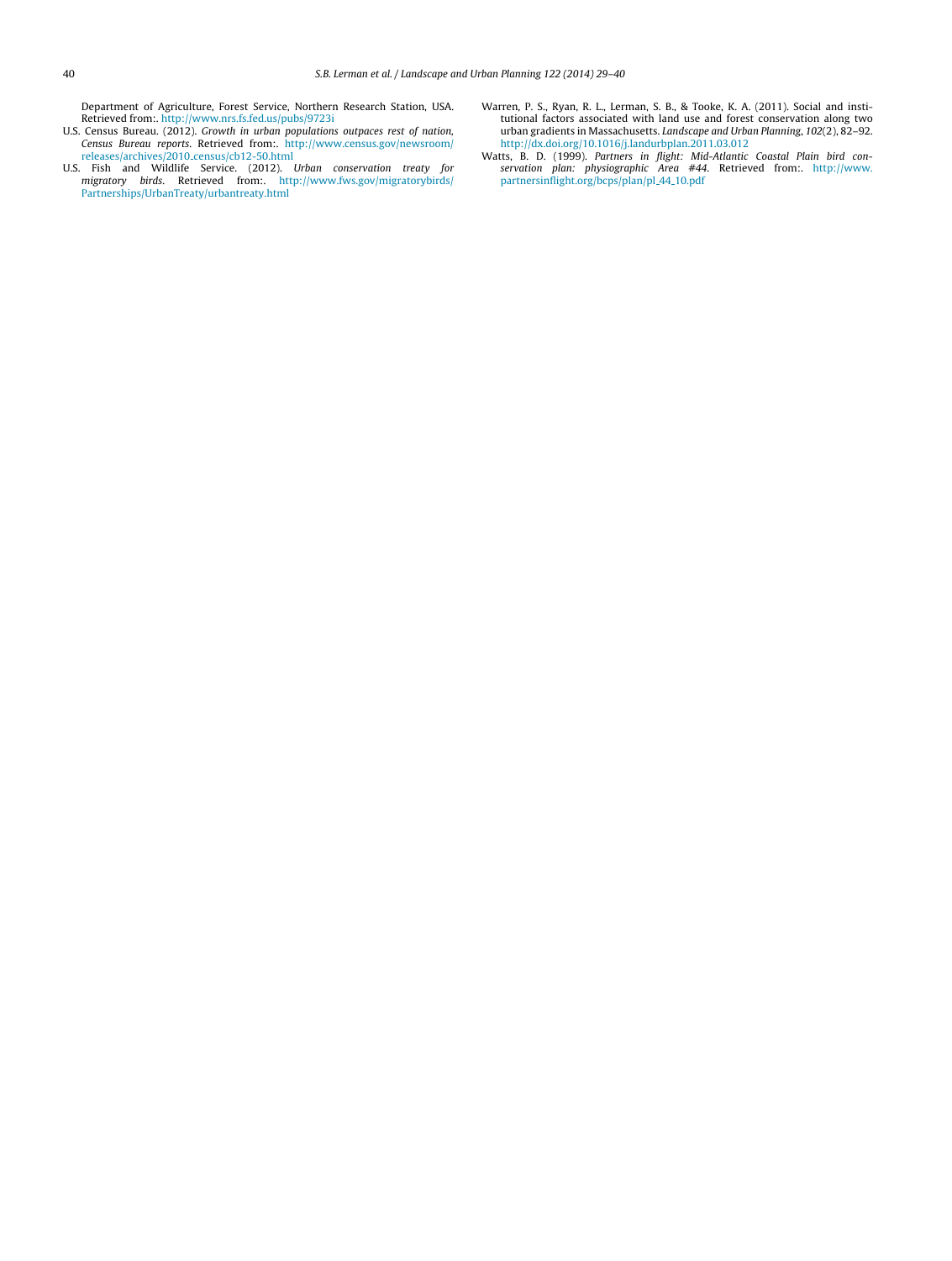Department of Agriculture, Forest Service, Northern Research Station, USA. Retrieved from:. http://www.nrs.fs.fed.us/pubs/9723i

U.S. Census Bureau. (2012). *Growth in urban populations outpaces rest of nation, Census Bureau reports*. Retrieved from:. http://www.census.gov/newsroom/releases/archives/2010_census/cb12-50.html

U.S. Fish and Wildlife Service. (2012). *Urban conservation treaty for migratory birds*. Retrieved from:. http://www.fws.gov/migratorybirds/Partnerships/UrbanTreaty/urbantreaty.html

Warren, P. S., Ryan, R. L., Lerman, S. B., & Tooke, K. A. (2011). Social and institutional factors associated with land use and forest conservation along two urban gradients in Massachusetts. *Landscape and Urban Planning*, *102*(2), 82–92. http://dx.doi.org/10.1016/j.landurbplan.2011.03.012

Watts, B. D. (1999). *Partners in flight: Mid-Atlantic Coastal Plain bird conservation plan: physiographic Area #44*. Retrieved from:. http://www.partnersinflight.org/bcps/plan/pl_44_10.pdf